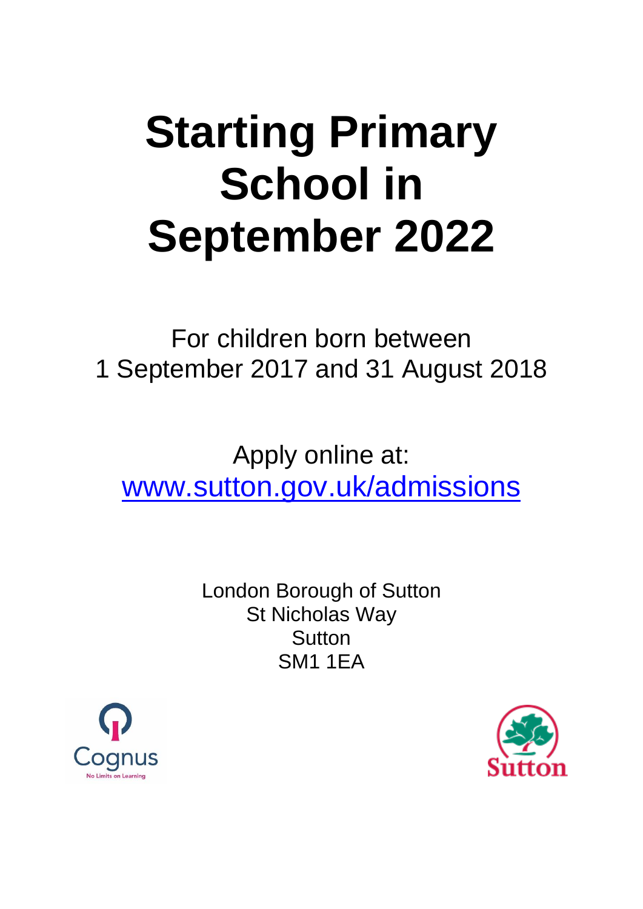# Starting Primary School in September 2022

For children born between
1 September 2017 and 31 August 2018

Apply online at:
www.sutton.gov.uk/admissions

London Borough of Sutton
St Nicholas Way
Sutton
SM1 1EA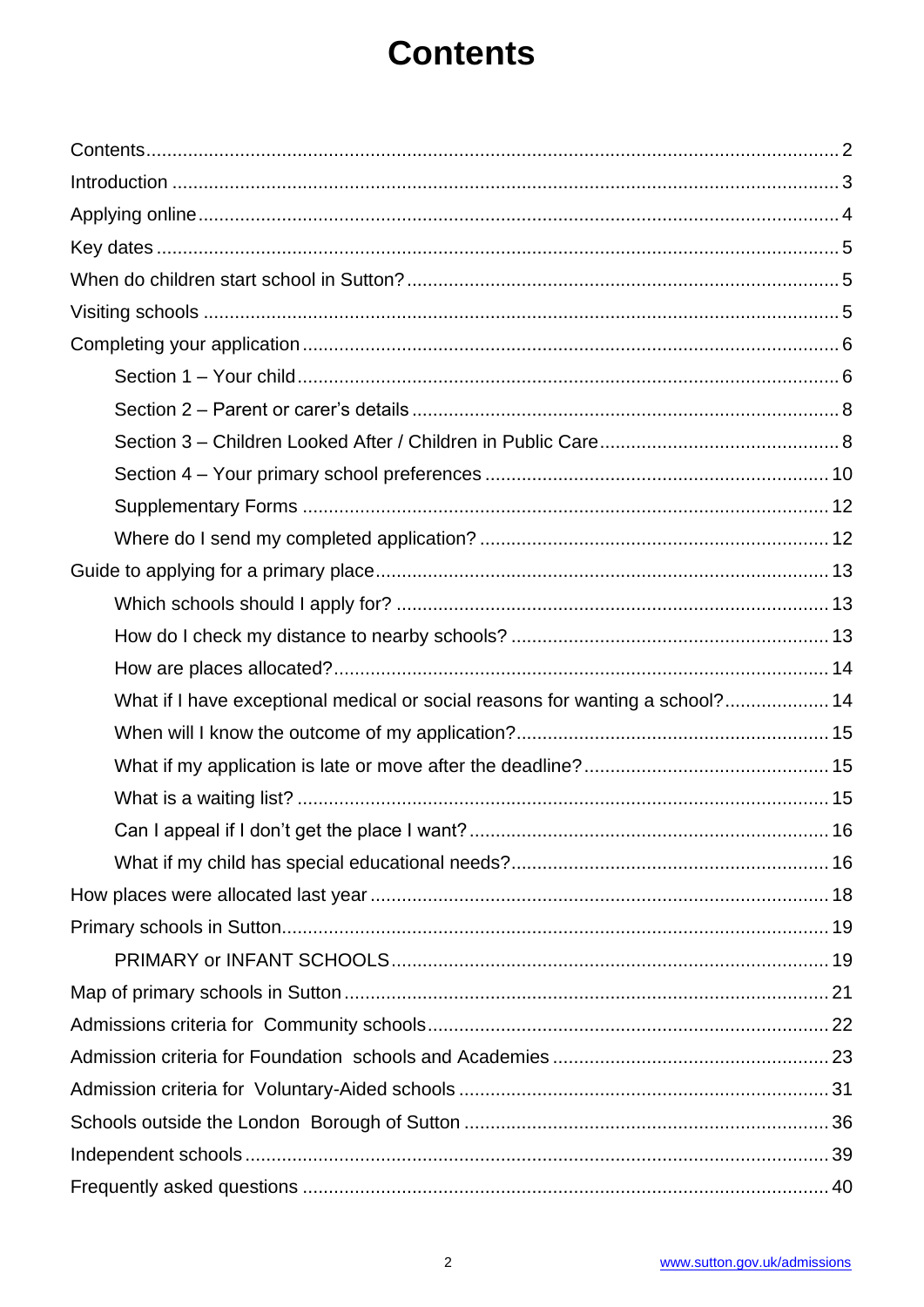# Contents

Contents ....... 2
Introduction ....... 3
Applying online ....... 4
Key dates ....... 5
When do children start school in Sutton? ....... 5
Visiting schools ....... 5
Completing your application ....... 6
- Section 1 – Your child ....... 6
- Section 2 – Parent or carer's details ....... 8
- Section 3 – Children Looked After / Children in Public Care ....... 8
- Section 4 – Your primary school preferences ....... 10
- Supplementary Forms ....... 12
- Where do I send my completed application? ....... 12

Guide to applying for a primary place ....... 13
- Which schools should I apply for? ....... 13
- How do I check my distance to nearby schools? ....... 13
- How are places allocated? ....... 14
- What if I have exceptional medical or social reasons for wanting a school? ....... 14
- When will I know the outcome of my application? ....... 15
- What if my application is late or move after the deadline? ....... 15
- What is a waiting list? ....... 15
- Can I appeal if I don't get the place I want? ....... 16
- What if my child has special educational needs? ....... 16

How places were allocated last year ....... 18
Primary schools in Sutton ....... 19
- PRIMARY or INFANT SCHOOLS ....... 19

Map of primary schools in Sutton ....... 21
Admissions criteria for Community schools ....... 22
Admission criteria for Foundation schools and Academies ....... 23
Admission criteria for Voluntary-Aided schools ....... 31
Schools outside the London Borough of Sutton ....... 36
Independent schools ....... 39
Frequently asked questions ....... 40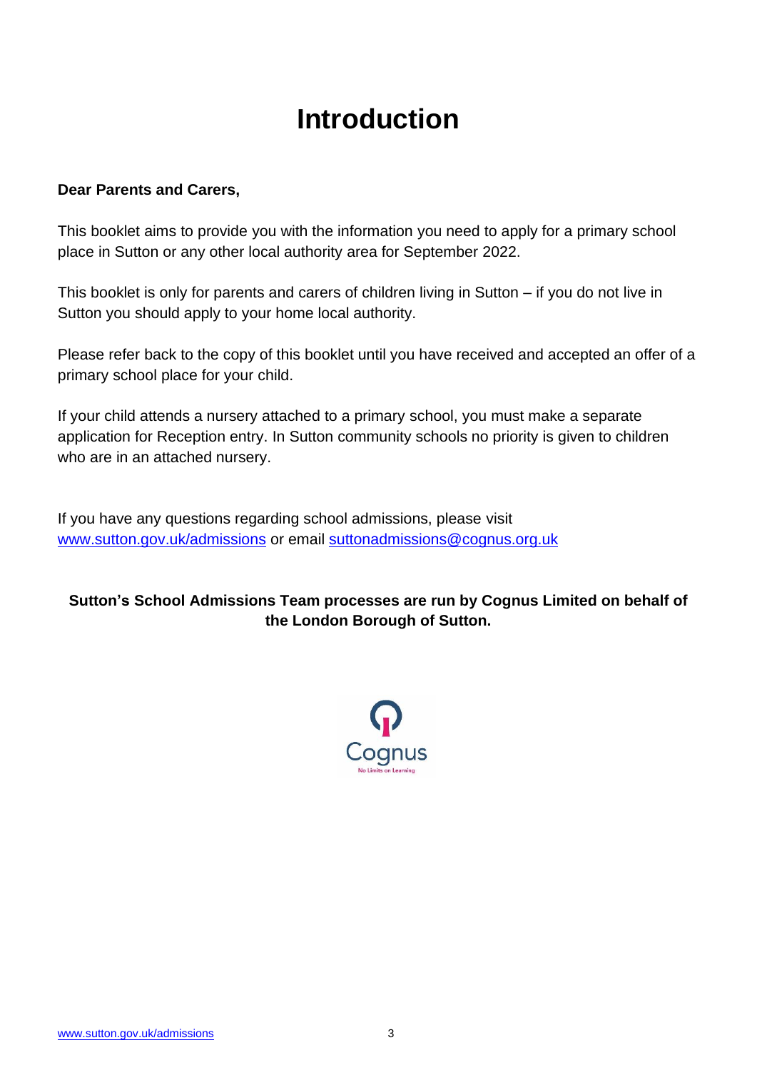# Introduction

**Dear Parents and Carers,**

This booklet aims to provide you with the information you need to apply for a primary school place in Sutton or any other local authority area for September 2022.

This booklet is only for parents and carers of children living in Sutton – if you do not live in Sutton you should apply to your home local authority.

Please refer back to the copy of this booklet until you have received and accepted an offer of a primary school place for your child.

If your child attends a nursery attached to a primary school, you must make a separate application for Reception entry. In Sutton community schools no priority is given to children who are in an attached nursery.

If you have any questions regarding school admissions, please visit [www.sutton.gov.uk/admissions](http://www.sutton.gov.uk/admissions) or email [suttonadmissions@cognus.org.uk](mailto:suttonadmissions@cognus.org.uk)

**Sutton's School Admissions Team processes are run by Cognus Limited on behalf of the London Borough of Sutton.**

Cognus

No Limits on Learning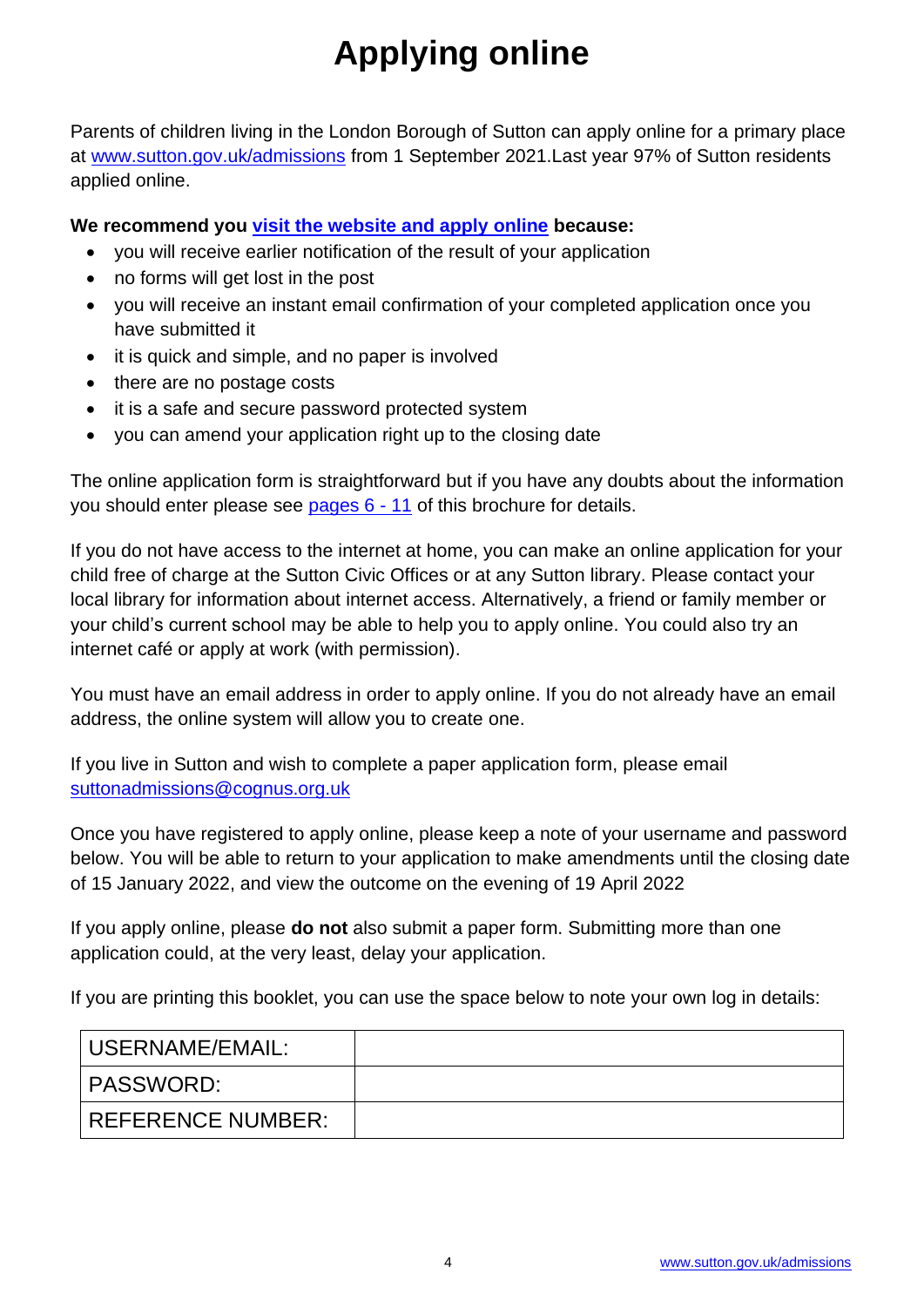# Applying online

Parents of children living in the London Borough of Sutton can apply online for a primary place at www.sutton.gov.uk/admissions from 1 September 2021.Last year 97% of Sutton residents applied online.

**We recommend you visit the website and apply online because:**

- you will receive earlier notification of the result of your application
- no forms will get lost in the post
- you will receive an instant email confirmation of your completed application once you have submitted it
- it is quick and simple, and no paper is involved
- there are no postage costs
- it is a safe and secure password protected system
- you can amend your application right up to the closing date

The online application form is straightforward but if you have any doubts about the information you should enter please see pages 6 - 11 of this brochure for details.

If you do not have access to the internet at home, you can make an online application for your child free of charge at the Sutton Civic Offices or at any Sutton library. Please contact your local library for information about internet access. Alternatively, a friend or family member or your child's current school may be able to help you to apply online. You could also try an internet café or apply at work (with permission).

You must have an email address in order to apply online. If you do not already have an email address, the online system will allow you to create one.

If you live in Sutton and wish to complete a paper application form, please email suttonadmissions@cognus.org.uk

Once you have registered to apply online, please keep a note of your username and password below. You will be able to return to your application to make amendments until the closing date of 15 January 2022, and view the outcome on the evening of 19 April 2022

If you apply online, please **do not** also submit a paper form. Submitting more than one application could, at the very least, delay your application.

If you are printing this booklet, you can use the space below to note your own log in details:

| USERNAME/EMAIL: | |
|---|---|
| PASSWORD: | |
| REFERENCE NUMBER: | |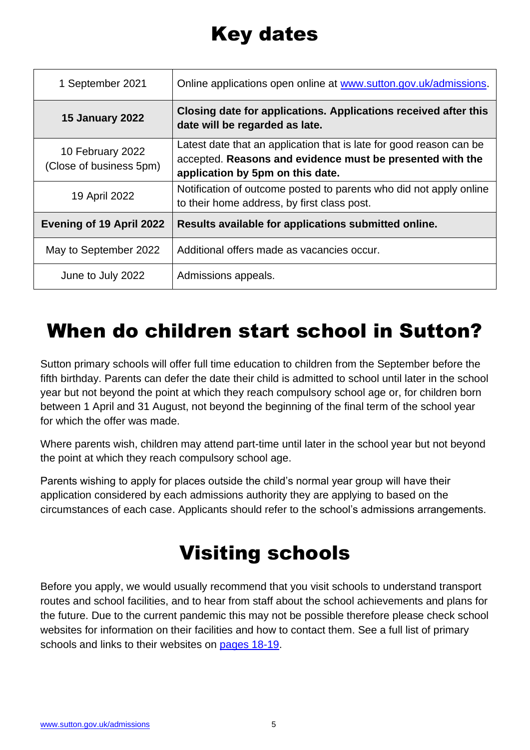# Key dates

| | |
|---|---|
| 1 September 2021 | Online applications open online at [www.sutton.gov.uk/admissions](www.sutton.gov.uk/admissions). |
| **15 January 2022** | **Closing date for applications. Applications received after this date will be regarded as late.** |
| 10 February 2022 (Close of business 5pm) | Latest date that an application that is late for good reason can be accepted. **Reasons and evidence must be presented with the application by 5pm on this date.** |
| 19 April 2022 | Notification of outcome posted to parents who did not apply online to their home address, by first class post. |
| **Evening of 19 April 2022** | **Results available for applications submitted online.** |
| May to September 2022 | Additional offers made as vacancies occur. |
| June to July 2022 | Admissions appeals. |

# When do children start school in Sutton?

Sutton primary schools will offer full time education to children from the September before the fifth birthday. Parents can defer the date their child is admitted to school until later in the school year but not beyond the point at which they reach compulsory school age or, for children born between 1 April and 31 August, not beyond the beginning of the final term of the school year for which the offer was made.

Where parents wish, children may attend part-time until later in the school year but not beyond the point at which they reach compulsory school age.

Parents wishing to apply for places outside the child's normal year group will have their application considered by each admissions authority they are applying to based on the circumstances of each case. Applicants should refer to the school's admissions arrangements.

# Visiting schools

Before you apply, we would usually recommend that you visit schools to understand transport routes and school facilities, and to hear from staff about the school achievements and plans for the future. Due to the current pandemic this may not be possible therefore please check school websites for information on their facilities and how to contact them. See a full list of primary schools and links to their websites on pages 18-19.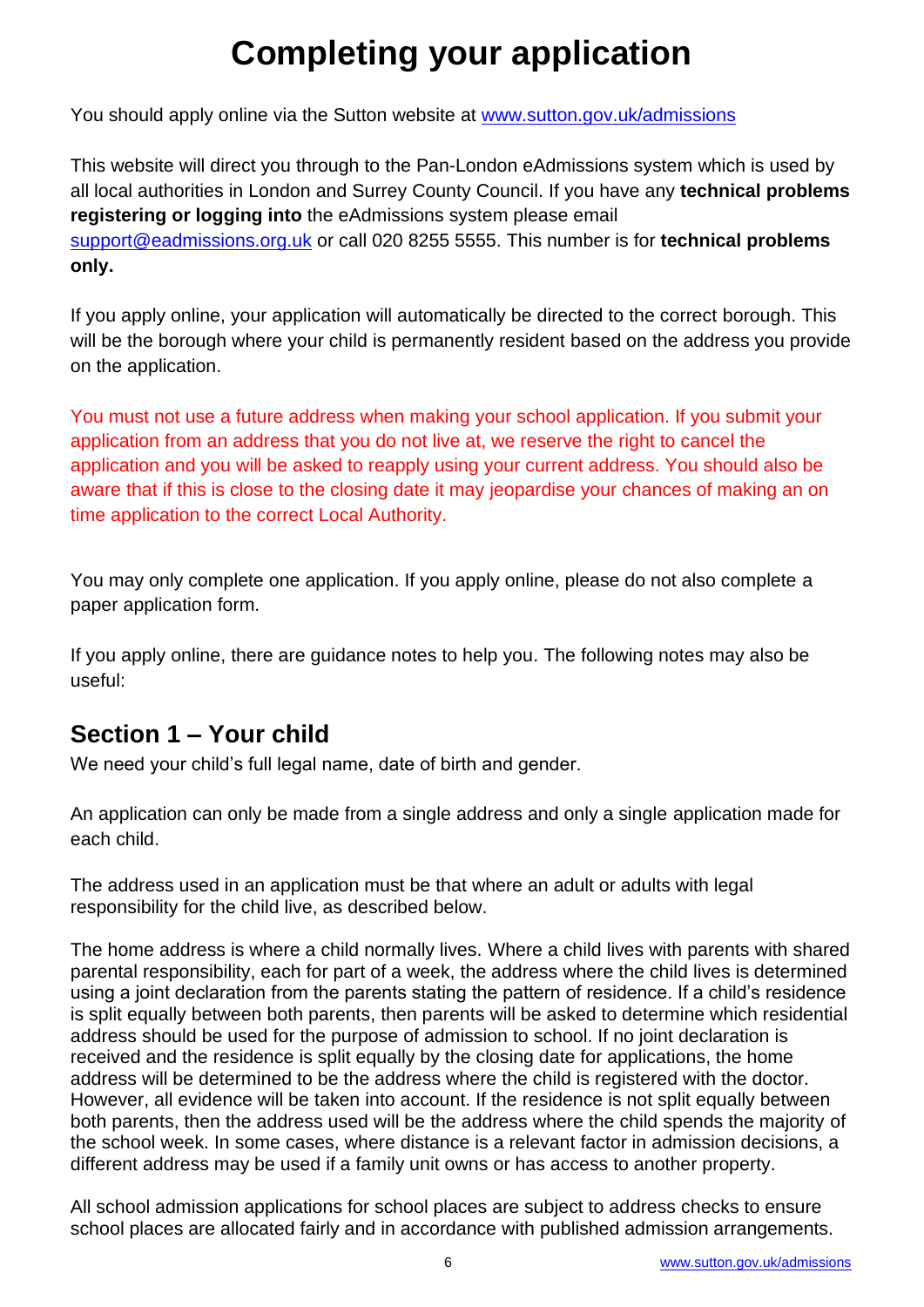# Completing your application

You should apply online via the Sutton website at [www.sutton.gov.uk/admissions](www.sutton.gov.uk/admissions)

This website will direct you through to the Pan-London eAdmissions system which is used by all local authorities in London and Surrey County Council. If you have any **technical problems registering or logging into** the eAdmissions system please email [support@eadmissions.org.uk](mailto:support@eadmissions.org.uk) or call 020 8255 5555. This number is for **technical problems only.**

If you apply online, your application will automatically be directed to the correct borough. This will be the borough where your child is permanently resident based on the address you provide on the application.

You must not use a future address when making your school application. If you submit your application from an address that you do not live at, we reserve the right to cancel the application and you will be asked to reapply using your current address. You should also be aware that if this is close to the closing date it may jeopardise your chances of making an on time application to the correct Local Authority.

You may only complete one application. If you apply online, please do not also complete a paper application form.

If you apply online, there are guidance notes to help you. The following notes may also be useful:

## Section 1 – Your child

We need your child's full legal name, date of birth and gender.

An application can only be made from a single address and only a single application made for each child.

The address used in an application must be that where an adult or adults with legal responsibility for the child live, as described below.

The home address is where a child normally lives. Where a child lives with parents with shared parental responsibility, each for part of a week, the address where the child lives is determined using a joint declaration from the parents stating the pattern of residence. If a child's residence is split equally between both parents, then parents will be asked to determine which residential address should be used for the purpose of admission to school. If no joint declaration is received and the residence is split equally by the closing date for applications, the home address will be determined to be the address where the child is registered with the doctor. However, all evidence will be taken into account. If the residence is not split equally between both parents, then the address used will be the address where the child spends the majority of the school week. In some cases, where distance is a relevant factor in admission decisions, a different address may be used if a family unit owns or has access to another property.

All school admission applications for school places are subject to address checks to ensure school places are allocated fairly and in accordance with published admission arrangements.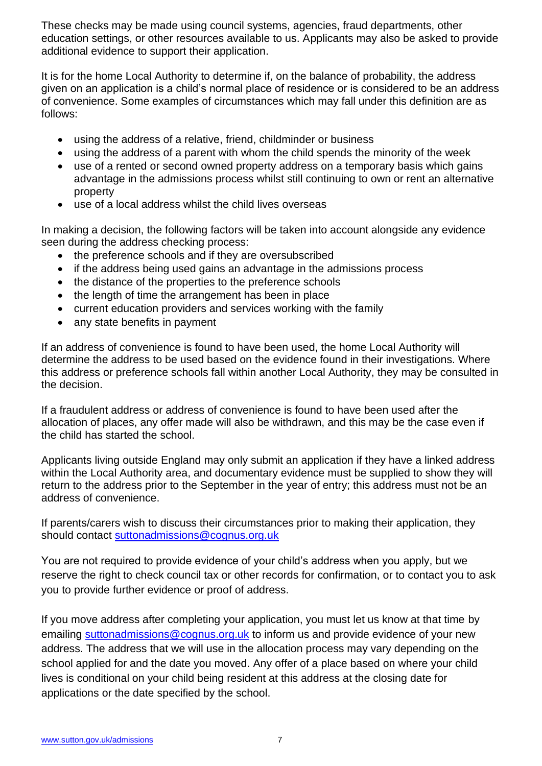These checks may be made using council systems, agencies, fraud departments, other education settings, or other resources available to us. Applicants may also be asked to provide additional evidence to support their application.

It is for the home Local Authority to determine if, on the balance of probability, the address given on an application is a child's normal place of residence or is considered to be an address of convenience. Some examples of circumstances which may fall under this definition are as follows:

- using the address of a relative, friend, childminder or business
- using the address of a parent with whom the child spends the minority of the week
- use of a rented or second owned property address on a temporary basis which gains advantage in the admissions process whilst still continuing to own or rent an alternative property
- use of a local address whilst the child lives overseas

In making a decision, the following factors will be taken into account alongside any evidence seen during the address checking process:

- the preference schools and if they are oversubscribed
- if the address being used gains an advantage in the admissions process
- the distance of the properties to the preference schools
- the length of time the arrangement has been in place
- current education providers and services working with the family
- any state benefits in payment

If an address of convenience is found to have been used, the home Local Authority will determine the address to be used based on the evidence found in their investigations. Where this address or preference schools fall within another Local Authority, they may be consulted in the decision.

If a fraudulent address or address of convenience is found to have been used after the allocation of places, any offer made will also be withdrawn, and this may be the case even if the child has started the school.

Applicants living outside England may only submit an application if they have a linked address within the Local Authority area, and documentary evidence must be supplied to show they will return to the address prior to the September in the year of entry; this address must not be an address of convenience.

If parents/carers wish to discuss their circumstances prior to making their application, they should contact suttonadmissions@cognus.org.uk

You are not required to provide evidence of your child's address when you apply, but we reserve the right to check council tax or other records for confirmation, or to contact you to ask you to provide further evidence or proof of address.

If you move address after completing your application, you must let us know at that time by emailing suttonadmissions@cognus.org.uk to inform us and provide evidence of your new address. The address that we will use in the allocation process may vary depending on the school applied for and the date you moved. Any offer of a place based on where your child lives is conditional on your child being resident at this address at the closing date for applications or the date specified by the school.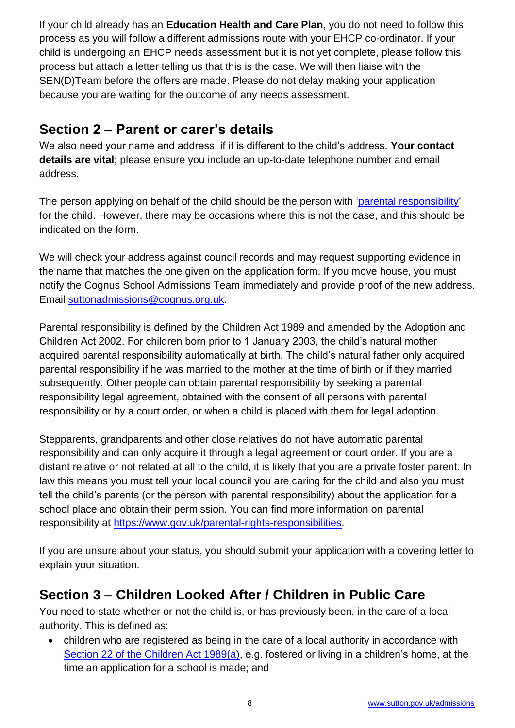If your child already has an **Education Health and Care Plan**, you do not need to follow this process as you will follow a different admissions route with your EHCP co-ordinator. If your child is undergoing an EHCP needs assessment but it is not yet complete, please follow this process but attach a letter telling us that this is the case. We will then liaise with the SEN(D)Team before the offers are made. Please do not delay making your application because you are waiting for the outcome of any needs assessment.

## Section 2 – Parent or carer's details

We also need your name and address, if it is different to the child's address. **Your contact details are vital**; please ensure you include an up-to-date telephone number and email address.

The person applying on behalf of the child should be the person with 'parental responsibility' for the child. However, there may be occasions where this is not the case, and this should be indicated on the form.

We will check your address against council records and may request supporting evidence in the name that matches the one given on the application form. If you move house, you must notify the Cognus School Admissions Team immediately and provide proof of the new address. Email suttonadmissions@cognus.org.uk.

Parental responsibility is defined by the Children Act 1989 and amended by the Adoption and Children Act 2002. For children born prior to 1 January 2003, the child's natural mother acquired parental responsibility automatically at birth. The child's natural father only acquired parental responsibility if he was married to the mother at the time of birth or if they married subsequently. Other people can obtain parental responsibility by seeking a parental responsibility legal agreement, obtained with the consent of all persons with parental responsibility or by a court order, or when a child is placed with them for legal adoption.

Stepparents, grandparents and other close relatives do not have automatic parental responsibility and can only acquire it through a legal agreement or court order. If you are a distant relative or not related at all to the child, it is likely that you are a private foster parent. In law this means you must tell your local council you are caring for the child and also you must tell the child's parents (or the person with parental responsibility) about the application for a school place and obtain their permission. You can find more information on parental responsibility at https://www.gov.uk/parental-rights-responsibilities.

If you are unsure about your status, you should submit your application with a covering letter to explain your situation.

## Section 3 – Children Looked After / Children in Public Care

You need to state whether or not the child is, or has previously been, in the care of a local authority. This is defined as:

- children who are registered as being in the care of a local authority in accordance with Section 22 of the Children Act 1989(a), e.g. fostered or living in a children's home, at the time an application for a school is made; and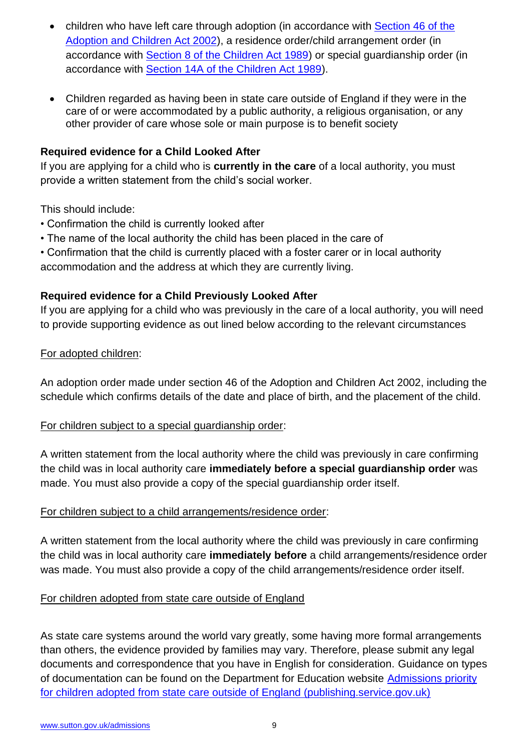- children who have left care through adoption (in accordance with [Section 46 of the Adoption and Children Act 2002](#)), a residence order/child arrangement order (in accordance with [Section 8 of the Children Act 1989](#)) or special guardianship order (in accordance with [Section 14A of the Children Act 1989](#)).

- Children regarded as having been in state care outside of England if they were in the care of or were accommodated by a public authority, a religious organisation, or any other provider of care whose sole or main purpose is to benefit society

**Required evidence for a Child Looked After**

If you are applying for a child who is **currently in the care** of a local authority, you must provide a written statement from the child's social worker.

This should include:

• Confirmation the child is currently looked after
• The name of the local authority the child has been placed in the care of
• Confirmation that the child is currently placed with a foster carer or in local authority accommodation and the address at which they are currently living.

**Required evidence for a Child Previously Looked After**

If you are applying for a child who was previously in the care of a local authority, you will need to provide supporting evidence as out lined below according to the relevant circumstances

For adopted children:

An adoption order made under section 46 of the Adoption and Children Act 2002, including the schedule which confirms details of the date and place of birth, and the placement of the child.

For children subject to a special guardianship order:

A written statement from the local authority where the child was previously in care confirming the child was in local authority care **immediately before a special guardianship order** was made. You must also provide a copy of the special guardianship order itself.

For children subject to a child arrangements/residence order:

A written statement from the local authority where the child was previously in care confirming the child was in local authority care **immediately before** a child arrangements/residence order was made. You must also provide a copy of the child arrangements/residence order itself.

For children adopted from state care outside of England

As state care systems around the world vary greatly, some having more formal arrangements than others, the evidence provided by families may vary. Therefore, please submit any legal documents and correspondence that you have in English for consideration. Guidance on types of documentation can be found on the Department for Education website [Admissions priority for children adopted from state care outside of England (publishing.service.gov.uk)](#)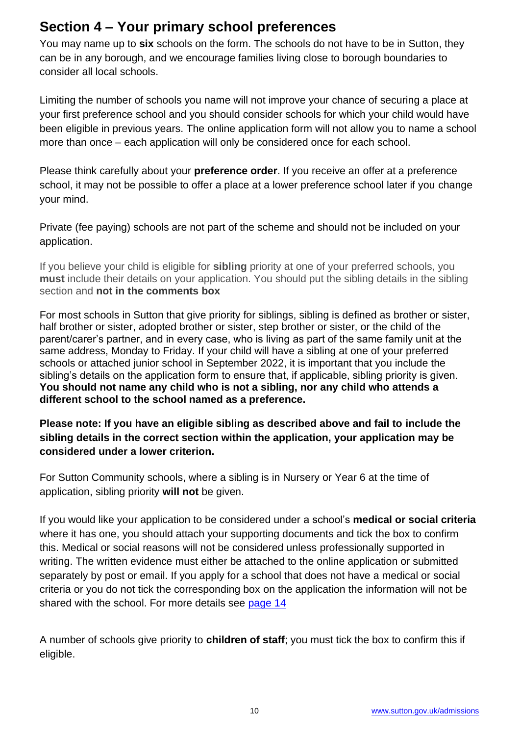## Section 4 – Your primary school preferences

You may name up to **six** schools on the form. The schools do not have to be in Sutton, they can be in any borough, and we encourage families living close to borough boundaries to consider all local schools.

Limiting the number of schools you name will not improve your chance of securing a place at your first preference school and you should consider schools for which your child would have been eligible in previous years. The online application form will not allow you to name a school more than once – each application will only be considered once for each school.

Please think carefully about your **preference order**. If you receive an offer at a preference school, it may not be possible to offer a place at a lower preference school later if you change your mind.

Private (fee paying) schools are not part of the scheme and should not be included on your application.

If you believe your child is eligible for **sibling** priority at one of your preferred schools, you **must** include their details on your application. You should put the sibling details in the sibling section and **not in the comments box**

For most schools in Sutton that give priority for siblings, sibling is defined as brother or sister, half brother or sister, adopted brother or sister, step brother or sister, or the child of the parent/carer's partner, and in every case, who is living as part of the same family unit at the same address, Monday to Friday. If your child will have a sibling at one of your preferred schools or attached junior school in September 2022, it is important that you include the sibling's details on the application form to ensure that, if applicable, sibling priority is given. **You should not name any child who is not a sibling, nor any child who attends a different school to the school named as a preference.**

**Please note: If you have an eligible sibling as described above and fail to include the sibling details in the correct section within the application, your application may be considered under a lower criterion.**

For Sutton Community schools, where a sibling is in Nursery or Year 6 at the time of application, sibling priority **will not** be given.

If you would like your application to be considered under a school's **medical or social criteria** where it has one, you should attach your supporting documents and tick the box to confirm this. Medical or social reasons will not be considered unless professionally supported in writing. The written evidence must either be attached to the online application or submitted separately by post or email. If you apply for a school that does not have a medical or social criteria or you do not tick the corresponding box on the application the information will not be shared with the school. For more details see page 14

A number of schools give priority to **children of staff**; you must tick the box to confirm this if eligible.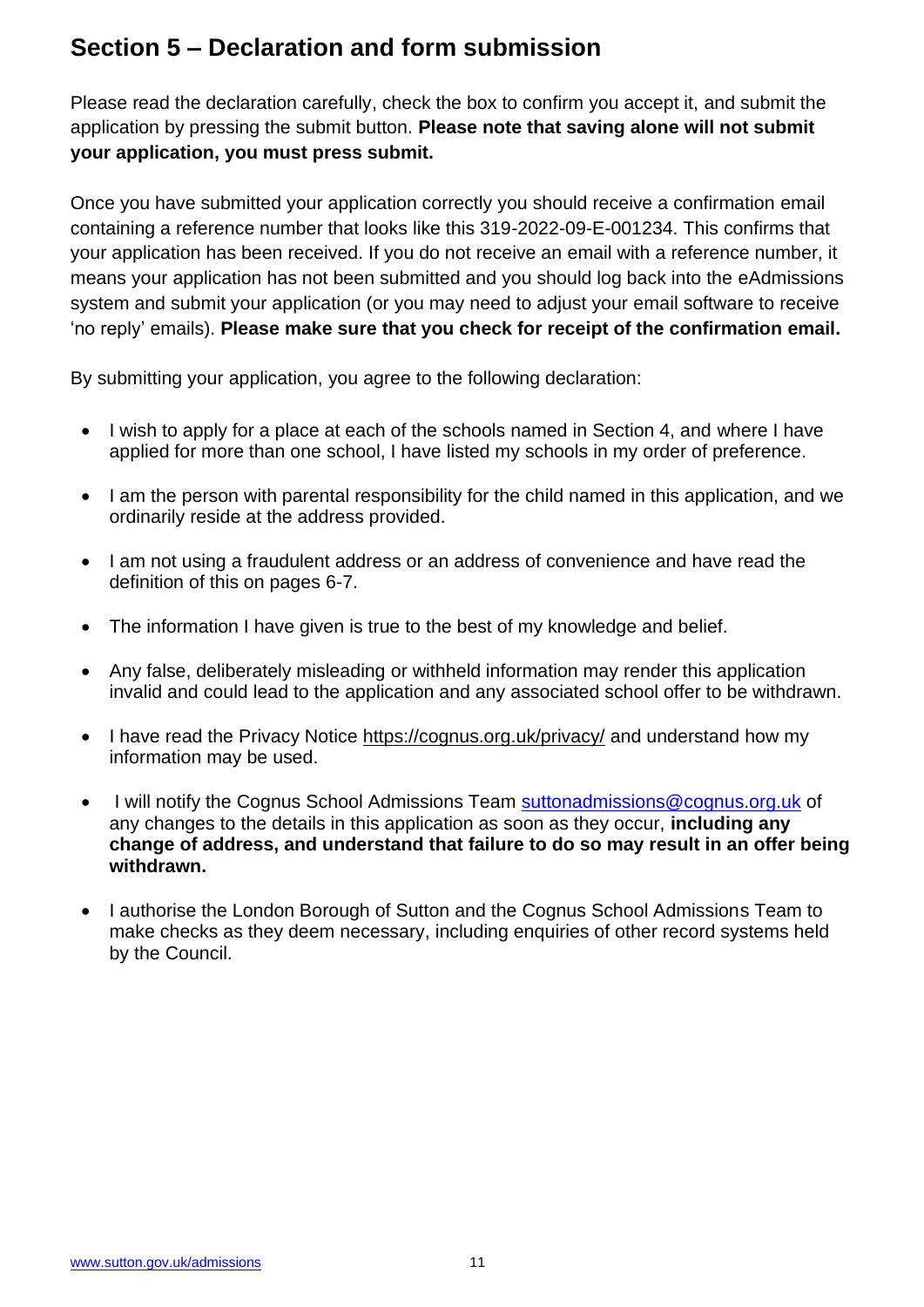## Section 5 – Declaration and form submission

Please read the declaration carefully, check the box to confirm you accept it, and submit the application by pressing the submit button. **Please note that saving alone will not submit your application, you must press submit.**

Once you have submitted your application correctly you should receive a confirmation email containing a reference number that looks like this 319-2022-09-E-001234. This confirms that your application has been received. If you do not receive an email with a reference number, it means your application has not been submitted and you should log back into the eAdmissions system and submit your application (or you may need to adjust your email software to receive 'no reply' emails). **Please make sure that you check for receipt of the confirmation email.**

By submitting your application, you agree to the following declaration:

- I wish to apply for a place at each of the schools named in Section 4, and where I have applied for more than one school, I have listed my schools in my order of preference.
- I am the person with parental responsibility for the child named in this application, and we ordinarily reside at the address provided.
- I am not using a fraudulent address or an address of convenience and have read the definition of this on pages 6-7.
- The information I have given is true to the best of my knowledge and belief.
- Any false, deliberately misleading or withheld information may render this application invalid and could lead to the application and any associated school offer to be withdrawn.
- I have read the Privacy Notice https://cognus.org.uk/privacy/ and understand how my information may be used.
- I will notify the Cognus School Admissions Team suttonadmissions@cognus.org.uk of any changes to the details in this application as soon as they occur, **including any change of address, and understand that failure to do so may result in an offer being withdrawn.**
- I authorise the London Borough of Sutton and the Cognus School Admissions Team to make checks as they deem necessary, including enquiries of other record systems held by the Council.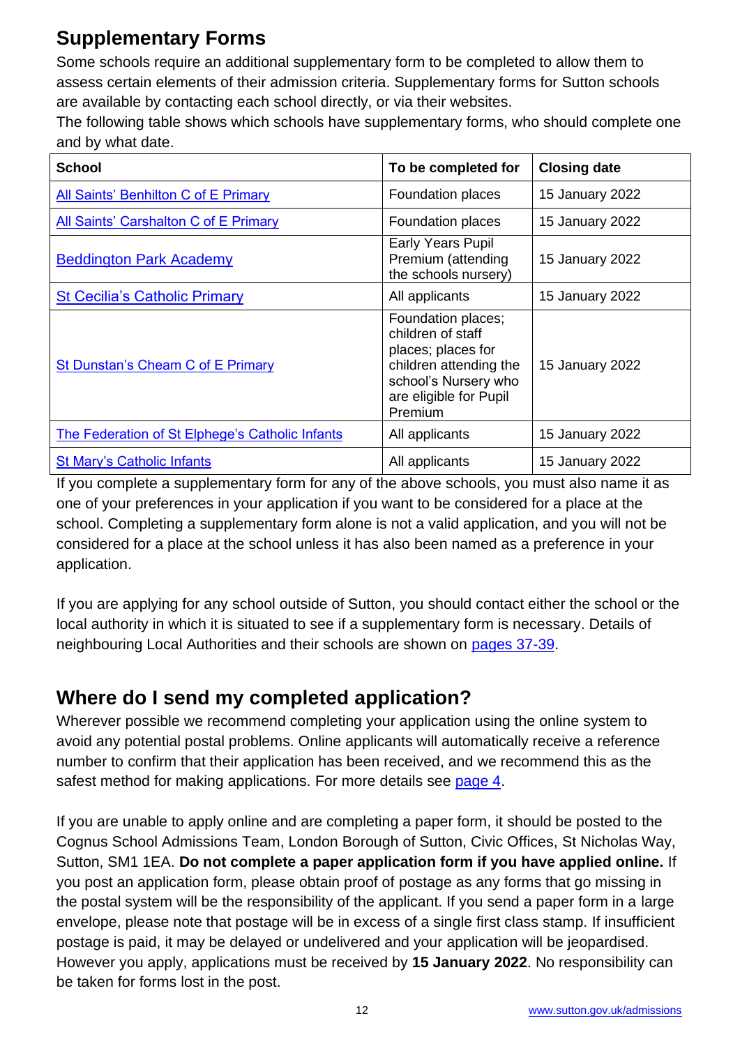## Supplementary Forms

Some schools require an additional supplementary form to be completed to allow them to assess certain elements of their admission criteria. Supplementary forms for Sutton schools are available by contacting each school directly, or via their websites.

The following table shows which schools have supplementary forms, who should complete one and by what date.

| School | To be completed for | Closing date |
|---|---|---|
| All Saints' Benhilton C of E Primary | Foundation places | 15 January 2022 |
| All Saints' Carshalton C of E Primary | Foundation places | 15 January 2022 |
| Beddington Park Academy | Early Years Pupil Premium (attending the schools nursery) | 15 January 2022 |
| St Cecilia's Catholic Primary | All applicants | 15 January 2022 |
| St Dunstan's Cheam C of E Primary | Foundation places; children of staff places; places for children attending the school's Nursery who are eligible for Pupil Premium | 15 January 2022 |
| The Federation of St Elphege's Catholic Infants | All applicants | 15 January 2022 |
| St Mary's Catholic Infants | All applicants | 15 January 2022 |

If you complete a supplementary form for any of the above schools, you must also name it as one of your preferences in your application if you want to be considered for a place at the school. Completing a supplementary form alone is not a valid application, and you will not be considered for a place at the school unless it has also been named as a preference in your application.

If you are applying for any school outside of Sutton, you should contact either the school or the local authority in which it is situated to see if a supplementary form is necessary. Details of neighbouring Local Authorities and their schools are shown on pages 37-39.

## Where do I send my completed application?

Wherever possible we recommend completing your application using the online system to avoid any potential postal problems. Online applicants will automatically receive a reference number to confirm that their application has been received, and we recommend this as the safest method for making applications. For more details see page 4.

If you are unable to apply online and are completing a paper form, it should be posted to the Cognus School Admissions Team, London Borough of Sutton, Civic Offices, St Nicholas Way, Sutton, SM1 1EA. **Do not complete a paper application form if you have applied online.** If you post an application form, please obtain proof of postage as any forms that go missing in the postal system will be the responsibility of the applicant. If you send a paper form in a large envelope, please note that postage will be in excess of a single first class stamp. If insufficient postage is paid, it may be delayed or undelivered and your application will be jeopardised. However you apply, applications must be received by **15 January 2022**. No responsibility can be taken for forms lost in the post.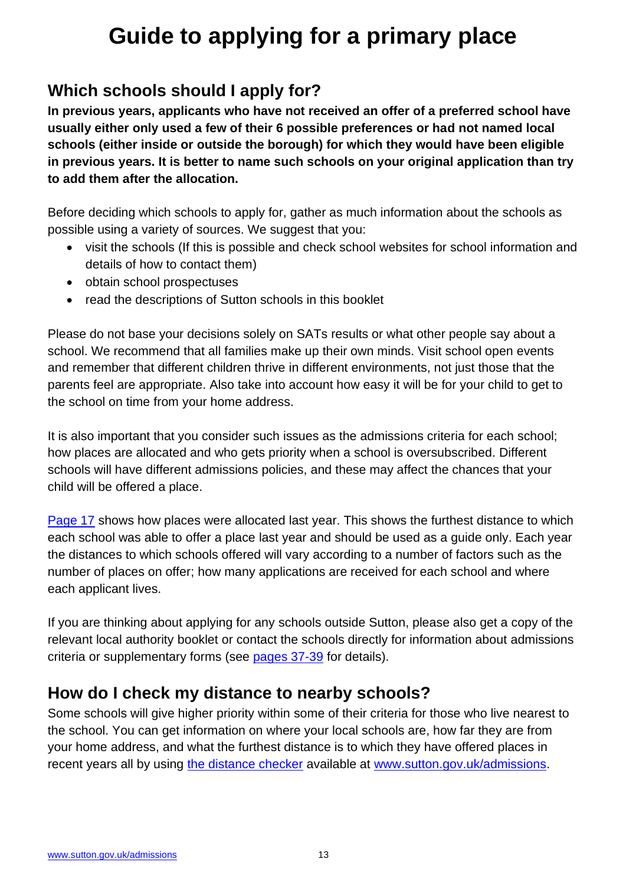# Guide to applying for a primary place

## Which schools should I apply for?

**In previous years, applicants who have not received an offer of a preferred school have usually either only used a few of their 6 possible preferences or had not named local schools (either inside or outside the borough) for which they would have been eligible in previous years. It is better to name such schools on your original application than try to add them after the allocation.**

Before deciding which schools to apply for, gather as much information about the schools as possible using a variety of sources. We suggest that you:

- visit the schools (If this is possible and check school websites for school information and details of how to contact them)
- obtain school prospectuses
- read the descriptions of Sutton schools in this booklet

Please do not base your decisions solely on SATs results or what other people say about a school. We recommend that all families make up their own minds. Visit school open events and remember that different children thrive in different environments, not just those that the parents feel are appropriate. Also take into account how easy it will be for your child to get to the school on time from your home address.

It is also important that you consider such issues as the admissions criteria for each school; how places are allocated and who gets priority when a school is oversubscribed. Different schools will have different admissions policies, and these may affect the chances that your child will be offered a place.

Page 17 shows how places were allocated last year. This shows the furthest distance to which each school was able to offer a place last year and should be used as a guide only. Each year the distances to which schools offered will vary according to a number of factors such as the number of places on offer; how many applications are received for each school and where each applicant lives.

If you are thinking about applying for any schools outside Sutton, please also get a copy of the relevant local authority booklet or contact the schools directly for information about admissions criteria or supplementary forms (see pages 37-39 for details).

## How do I check my distance to nearby schools?

Some schools will give higher priority within some of their criteria for those who live nearest to the school. You can get information on where your local schools are, how far they are from your home address, and what the furthest distance is to which they have offered places in recent years all by using the distance checker available at www.sutton.gov.uk/admissions.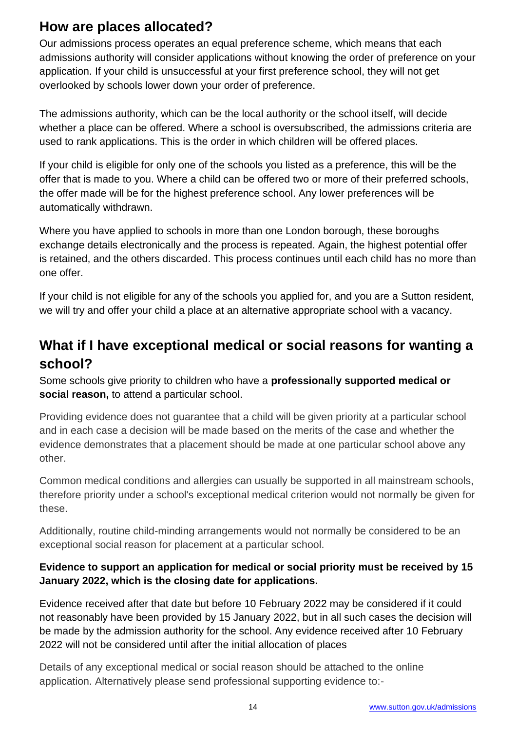## How are places allocated?

Our admissions process operates an equal preference scheme, which means that each admissions authority will consider applications without knowing the order of preference on your application. If your child is unsuccessful at your first preference school, they will not get overlooked by schools lower down your order of preference.

The admissions authority, which can be the local authority or the school itself, will decide whether a place can be offered. Where a school is oversubscribed, the admissions criteria are used to rank applications. This is the order in which children will be offered places.

If your child is eligible for only one of the schools you listed as a preference, this will be the offer that is made to you. Where a child can be offered two or more of their preferred schools, the offer made will be for the highest preference school. Any lower preferences will be automatically withdrawn.

Where you have applied to schools in more than one London borough, these boroughs exchange details electronically and the process is repeated. Again, the highest potential offer is retained, and the others discarded. This process continues until each child has no more than one offer.

If your child is not eligible for any of the schools you applied for, and you are a Sutton resident, we will try and offer your child a place at an alternative appropriate school with a vacancy.

## What if I have exceptional medical or social reasons for wanting a school?

Some schools give priority to children who have a **professionally supported medical or social reason,** to attend a particular school.

Providing evidence does not guarantee that a child will be given priority at a particular school and in each case a decision will be made based on the merits of the case and whether the evidence demonstrates that a placement should be made at one particular school above any other.

Common medical conditions and allergies can usually be supported in all mainstream schools, therefore priority under a school's exceptional medical criterion would not normally be given for these.

Additionally, routine child-minding arrangements would not normally be considered to be an exceptional social reason for placement at a particular school.

**Evidence to support an application for medical or social priority must be received by 15 January 2022, which is the closing date for applications.**

Evidence received after that date but before 10 February 2022 may be considered if it could not reasonably have been provided by 15 January 2022, but in all such cases the decision will be made by the admission authority for the school. Any evidence received after 10 February 2022 will not be considered until after the initial allocation of places

Details of any exceptional medical or social reason should be attached to the online application. Alternatively please send professional supporting evidence to:-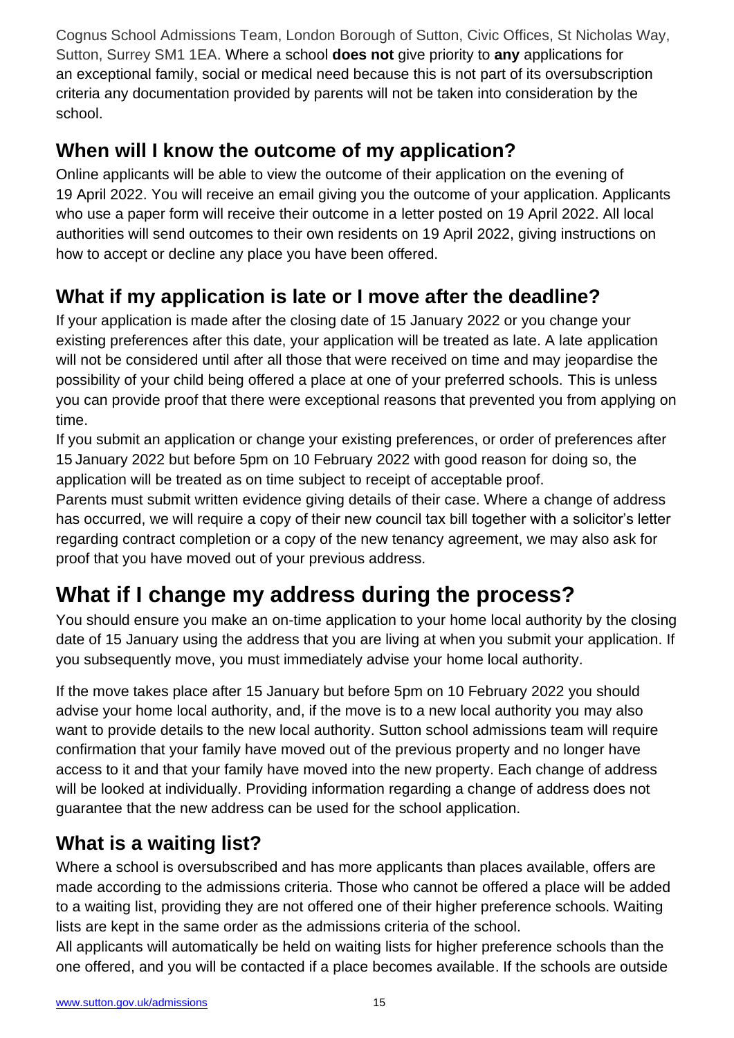Cognus School Admissions Team, London Borough of Sutton, Civic Offices, St Nicholas Way, Sutton, Surrey SM1 1EA. Where a school **does not** give priority to **any** applications for an exceptional family, social or medical need because this is not part of its oversubscription criteria any documentation provided by parents will not be taken into consideration by the school.

## When will I know the outcome of my application?

Online applicants will be able to view the outcome of their application on the evening of 19 April 2022. You will receive an email giving you the outcome of your application. Applicants who use a paper form will receive their outcome in a letter posted on 19 April 2022. All local authorities will send outcomes to their own residents on 19 April 2022, giving instructions on how to accept or decline any place you have been offered.

## What if my application is late or I move after the deadline?

If your application is made after the closing date of 15 January 2022 or you change your existing preferences after this date, your application will be treated as late. A late application will not be considered until after all those that were received on time and may jeopardise the possibility of your child being offered a place at one of your preferred schools. This is unless you can provide proof that there were exceptional reasons that prevented you from applying on time.

If you submit an application or change your existing preferences, or order of preferences after 15 January 2022 but before 5pm on 10 February 2022 with good reason for doing so, the application will be treated as on time subject to receipt of acceptable proof.

Parents must submit written evidence giving details of their case. Where a change of address has occurred, we will require a copy of their new council tax bill together with a solicitor's letter regarding contract completion or a copy of the new tenancy agreement, we may also ask for proof that you have moved out of your previous address.

# What if I change my address during the process?

You should ensure you make an on-time application to your home local authority by the closing date of 15 January using the address that you are living at when you submit your application. If you subsequently move, you must immediately advise your home local authority.

If the move takes place after 15 January but before 5pm on 10 February 2022 you should advise your home local authority, and, if the move is to a new local authority you may also want to provide details to the new local authority. Sutton school admissions team will require confirmation that your family have moved out of the previous property and no longer have access to it and that your family have moved into the new property. Each change of address will be looked at individually. Providing information regarding a change of address does not guarantee that the new address can be used for the school application.

## What is a waiting list?

Where a school is oversubscribed and has more applicants than places available, offers are made according to the admissions criteria. Those who cannot be offered a place will be added to a waiting list, providing they are not offered one of their higher preference schools. Waiting lists are kept in the same order as the admissions criteria of the school.

All applicants will automatically be held on waiting lists for higher preference schools than the one offered, and you will be contacted if a place becomes available. If the schools are outside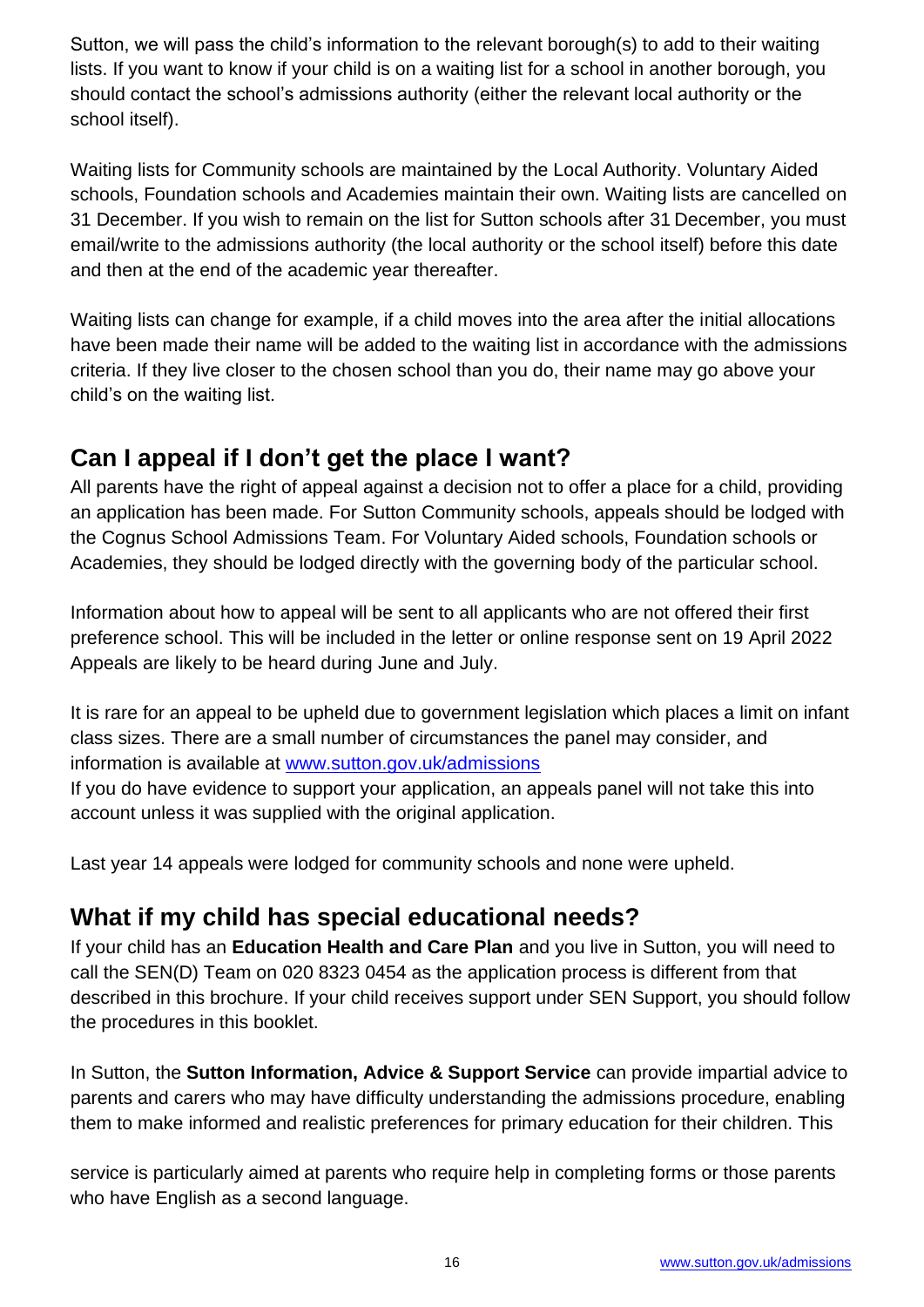Sutton, we will pass the child's information to the relevant borough(s) to add to their waiting lists. If you want to know if your child is on a waiting list for a school in another borough, you should contact the school's admissions authority (either the relevant local authority or the school itself).

Waiting lists for Community schools are maintained by the Local Authority. Voluntary Aided schools, Foundation schools and Academies maintain their own. Waiting lists are cancelled on 31 December. If you wish to remain on the list for Sutton schools after 31 December, you must email/write to the admissions authority (the local authority or the school itself) before this date and then at the end of the academic year thereafter.

Waiting lists can change for example, if a child moves into the area after the initial allocations have been made their name will be added to the waiting list in accordance with the admissions criteria. If they live closer to the chosen school than you do, their name may go above your child's on the waiting list.

## Can I appeal if I don't get the place I want?

All parents have the right of appeal against a decision not to offer a place for a child, providing an application has been made. For Sutton Community schools, appeals should be lodged with the Cognus School Admissions Team. For Voluntary Aided schools, Foundation schools or Academies, they should be lodged directly with the governing body of the particular school.

Information about how to appeal will be sent to all applicants who are not offered their first preference school. This will be included in the letter or online response sent on 19 April 2022 Appeals are likely to be heard during June and July.

It is rare for an appeal to be upheld due to government legislation which places a limit on infant class sizes. There are a small number of circumstances the panel may consider, and information is available at [www.sutton.gov.uk/admissions](www.sutton.gov.uk/admissions)
If you do have evidence to support your application, an appeals panel will not take this into account unless it was supplied with the original application.

Last year 14 appeals were lodged for community schools and none were upheld.

## What if my child has special educational needs?

If your child has an **Education Health and Care Plan** and you live in Sutton, you will need to call the SEN(D) Team on 020 8323 0454 as the application process is different from that described in this brochure. If your child receives support under SEN Support, you should follow the procedures in this booklet.

In Sutton, the **Sutton Information, Advice & Support Service** can provide impartial advice to parents and carers who may have difficulty understanding the admissions procedure, enabling them to make informed and realistic preferences for primary education for their children. This service is particularly aimed at parents who require help in completing forms or those parents who have English as a second language.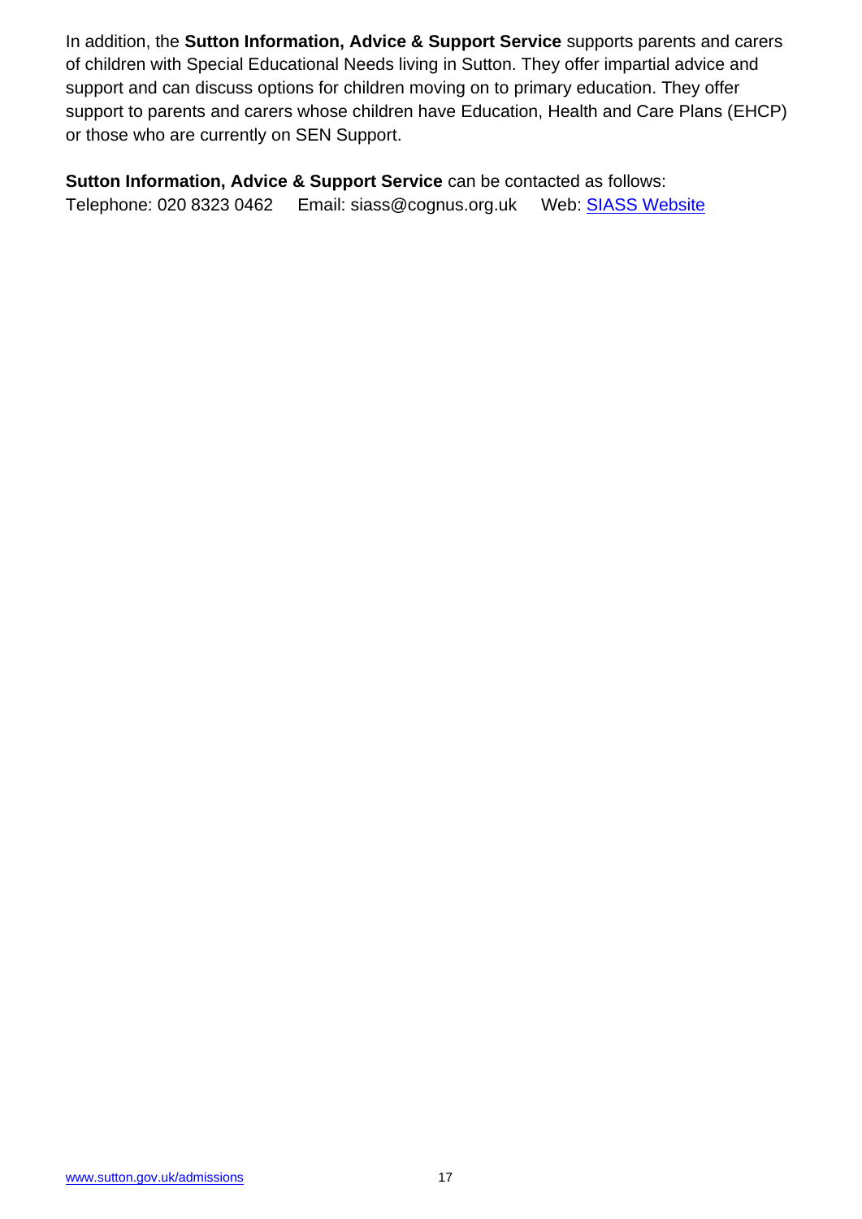In addition, the **Sutton Information, Advice & Support Service** supports parents and carers of children with Special Educational Needs living in Sutton. They offer impartial advice and support and can discuss options for children moving on to primary education. They offer support to parents and carers whose children have Education, Health and Care Plans (EHCP) or those who are currently on SEN Support.

**Sutton Information, Advice & Support Service** can be contacted as follows:
Telephone: 020 8323 0462 Email: siass@cognus.org.uk Web: SIASS Website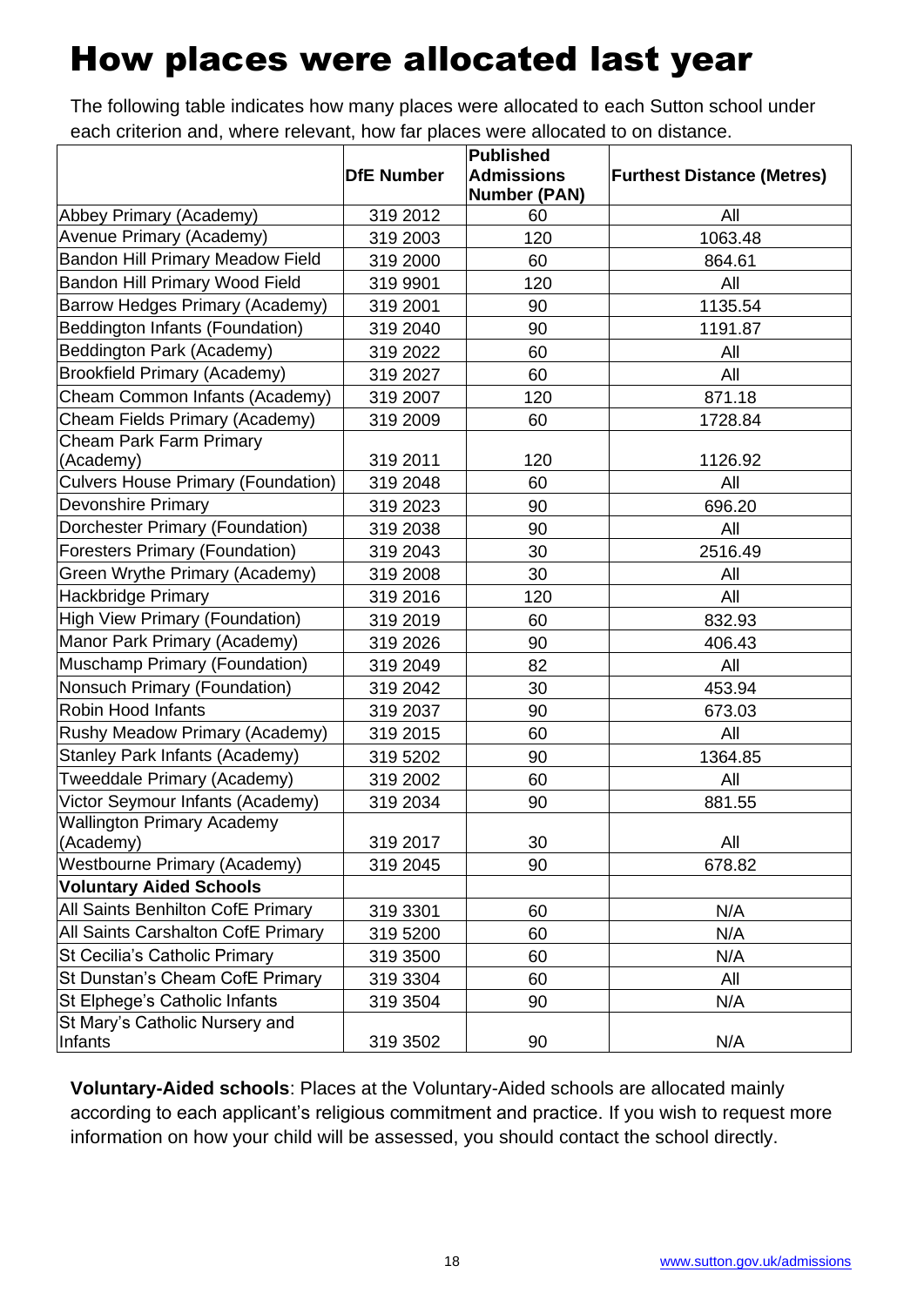# How places were allocated last year

The following table indicates how many places were allocated to each Sutton school under each criterion and, where relevant, how far places were allocated to on distance.

| | DfE Number | Published Admissions Number (PAN) | Furthest Distance (Metres) |
|---|---|---|---|
| Abbey Primary (Academy) | 319 2012 | 60 | All |
| Avenue Primary (Academy) | 319 2003 | 120 | 1063.48 |
| Bandon Hill Primary Meadow Field | 319 2000 | 60 | 864.61 |
| Bandon Hill Primary Wood Field | 319 9901 | 120 | All |
| Barrow Hedges Primary (Academy) | 319 2001 | 90 | 1135.54 |
| Beddington Infants (Foundation) | 319 2040 | 90 | 1191.87 |
| Beddington Park (Academy) | 319 2022 | 60 | All |
| Brookfield Primary (Academy) | 319 2027 | 60 | All |
| Cheam Common Infants (Academy) | 319 2007 | 120 | 871.18 |
| Cheam Fields Primary (Academy) | 319 2009 | 60 | 1728.84 |
| Cheam Park Farm Primary (Academy) | 319 2011 | 120 | 1126.92 |
| Culvers House Primary (Foundation) | 319 2048 | 60 | All |
| Devonshire Primary | 319 2023 | 90 | 696.20 |
| Dorchester Primary (Foundation) | 319 2038 | 90 | All |
| Foresters Primary (Foundation) | 319 2043 | 30 | 2516.49 |
| Green Wrythe Primary (Academy) | 319 2008 | 30 | All |
| Hackbridge Primary | 319 2016 | 120 | All |
| High View Primary (Foundation) | 319 2019 | 60 | 832.93 |
| Manor Park Primary (Academy) | 319 2026 | 90 | 406.43 |
| Muschamp Primary (Foundation) | 319 2049 | 82 | All |
| Nonsuch Primary (Foundation) | 319 2042 | 30 | 453.94 |
| Robin Hood Infants | 319 2037 | 90 | 673.03 |
| Rushy Meadow Primary (Academy) | 319 2015 | 60 | All |
| Stanley Park Infants (Academy) | 319 5202 | 90 | 1364.85 |
| Tweeddale Primary (Academy) | 319 2002 | 60 | All |
| Victor Seymour Infants (Academy) | 319 2034 | 90 | 881.55 |
| Wallington Primary Academy (Academy) | 319 2017 | 30 | All |
| Westbourne Primary (Academy) | 319 2045 | 90 | 678.82 |
| **Voluntary Aided Schools** | | | |
| All Saints Benhilton CofE Primary | 319 3301 | 60 | N/A |
| All Saints Carshalton CofE Primary | 319 5200 | 60 | N/A |
| St Cecilia's Catholic Primary | 319 3500 | 60 | N/A |
| St Dunstan's Cheam CofE Primary | 319 3304 | 60 | All |
| St Elphege's Catholic Infants | 319 3504 | 90 | N/A |
| St Mary's Catholic Nursery and Infants | 319 3502 | 90 | N/A |

**Voluntary-Aided schools**: Places at the Voluntary-Aided schools are allocated mainly according to each applicant's religious commitment and practice. If you wish to request more information on how your child will be assessed, you should contact the school directly.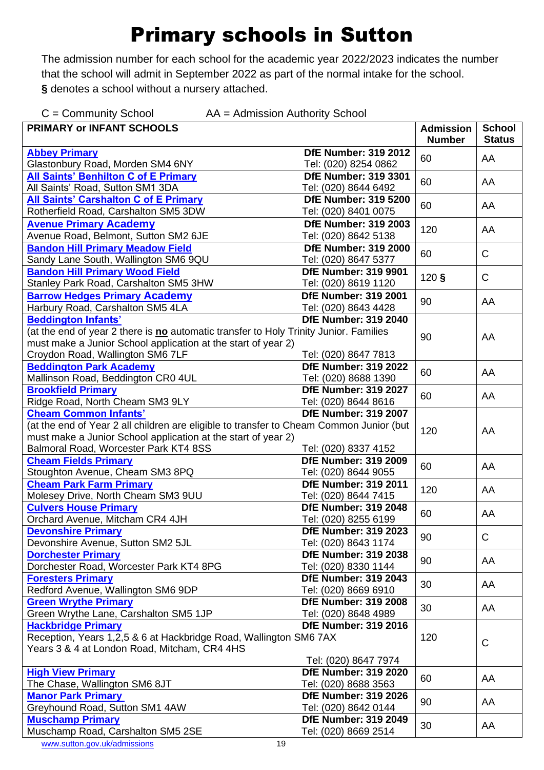# Primary schools in Sutton

The admission number for each school for the academic year 2022/2023 indicates the number that the school will admit in September 2022 as part of the normal intake for the school.

**§** denotes a school without a nursery attached.

C = Community School AA = Admission Authority School

| PRIMARY or INFANT SCHOOLS | | Admission Number | School Status |
|---|---|---|---|
| **Abbey Primary** Glastonbury Road, Morden SM4 6NY | **DfE Number: 319 2012** Tel: (020) 8254 0862 | 60 | AA |
| **All Saints' Benhilton C of E Primary** All Saints' Road, Sutton SM1 3DA | **DfE Number: 319 3301** Tel: (020) 8644 6492 | 60 | AA |
| **All Saints' Carshalton C of E Primary** Rotherfield Road, Carshalton SM5 3DW | **DfE Number: 319 5200** Tel: (020) 8401 0075 | 60 | AA |
| **Avenue Primary Academy** Avenue Road, Belmont, Sutton SM2 6JE | **DfE Number: 319 2003** Tel: (020) 8642 5138 | 120 | AA |
| **Bandon Hill Primary Meadow Field** Sandy Lane South, Wallington SM6 9QU | **DfE Number: 319 2000** Tel: (020) 8647 5377 | 60 | C |
| **Bandon Hill Primary Wood Field** Stanley Park Road, Carshalton SM5 3HW | **DfE Number: 319 9901** Tel: (020) 8619 1120 | 120 **§** | C |
| **Barrow Hedges Primary Academy** Harbury Road, Carshalton SM5 4LA | **DfE Number: 319 2001** Tel: (020) 8643 4428 | 90 | AA |
| **Beddington Infants'** (at the end of year 2 there is **no** automatic transfer to Holy Trinity Junior. Families must make a Junior School application at the start of year 2) Croydon Road, Wallington SM6 7LF | **DfE Number: 319 2040** Tel: (020) 8647 7813 | 90 | AA |
| **Beddington Park Academy** Mallinson Road, Beddington CR0 4UL | **DfE Number: 319 2022** Tel: (020) 8688 1390 | 60 | AA |
| **Brookfield Primary** Ridge Road, North Cheam SM3 9LY | **DfE Number: 319 2027** Tel: (020) 8644 8616 | 60 | AA |
| **Cheam Common Infants'** (at the end of Year 2 all children are eligible to transfer to Cheam Common Junior (but must make a Junior School application at the start of year 2) Balmoral Road, Worcester Park KT4 8SS | **DfE Number: 319 2007** Tel: (020) 8337 4152 | 120 | AA |
| **Cheam Fields Primary** Stoughton Avenue, Cheam SM3 8PQ | **DfE Number: 319 2009** Tel: (020) 8644 9055 | 60 | AA |
| **Cheam Park Farm Primary** Molesey Drive, North Cheam SM3 9UU | **DfE Number: 319 2011** Tel: (020) 8644 7415 | 120 | AA |
| **Culvers House Primary** Orchard Avenue, Mitcham CR4 4JH | **DfE Number: 319 2048** Tel: (020) 8255 6199 | 60 | AA |
| **Devonshire Primary** Devonshire Avenue, Sutton SM2 5JL | **DfE Number: 319 2023** Tel: (020) 8643 1174 | 90 | C |
| **Dorchester Primary** Dorchester Road, Worcester Park KT4 8PG | **DfE Number: 319 2038** Tel: (020) 8330 1144 | 90 | AA |
| **Foresters Primary** Redford Avenue, Wallington SM6 9DP | **DfE Number: 319 2043** Tel: (020) 8669 6910 | 30 | AA |
| **Green Wrythe Primary** Green Wrythe Lane, Carshalton SM5 1JP | **DfE Number: 319 2008** Tel: (020) 8648 4989 | 30 | AA |
| **Hackbridge Primary** Reception, Years 1,2,5 & 6 at Hackbridge Road, Wallington SM6 7AX Years 3 & 4 at London Road, Mitcham, CR4 4HS | **DfE Number: 319 2016** Tel: (020) 8647 7974 | 120 | C |
| **High View Primary** The Chase, Wallington SM6 8JT | **DfE Number: 319 2020** Tel: (020) 8688 3563 | 60 | AA |
| **Manor Park Primary** Greyhound Road, Sutton SM1 4AW | **DfE Number: 319 2026** Tel: (020) 8642 0144 | 90 | AA |
| **Muschamp Primary** Muschamp Road, Carshalton SM5 2SE | **DfE Number: 319 2049** Tel: (020) 8669 2514 | 30 | AA |

www.sutton.gov.uk/admissions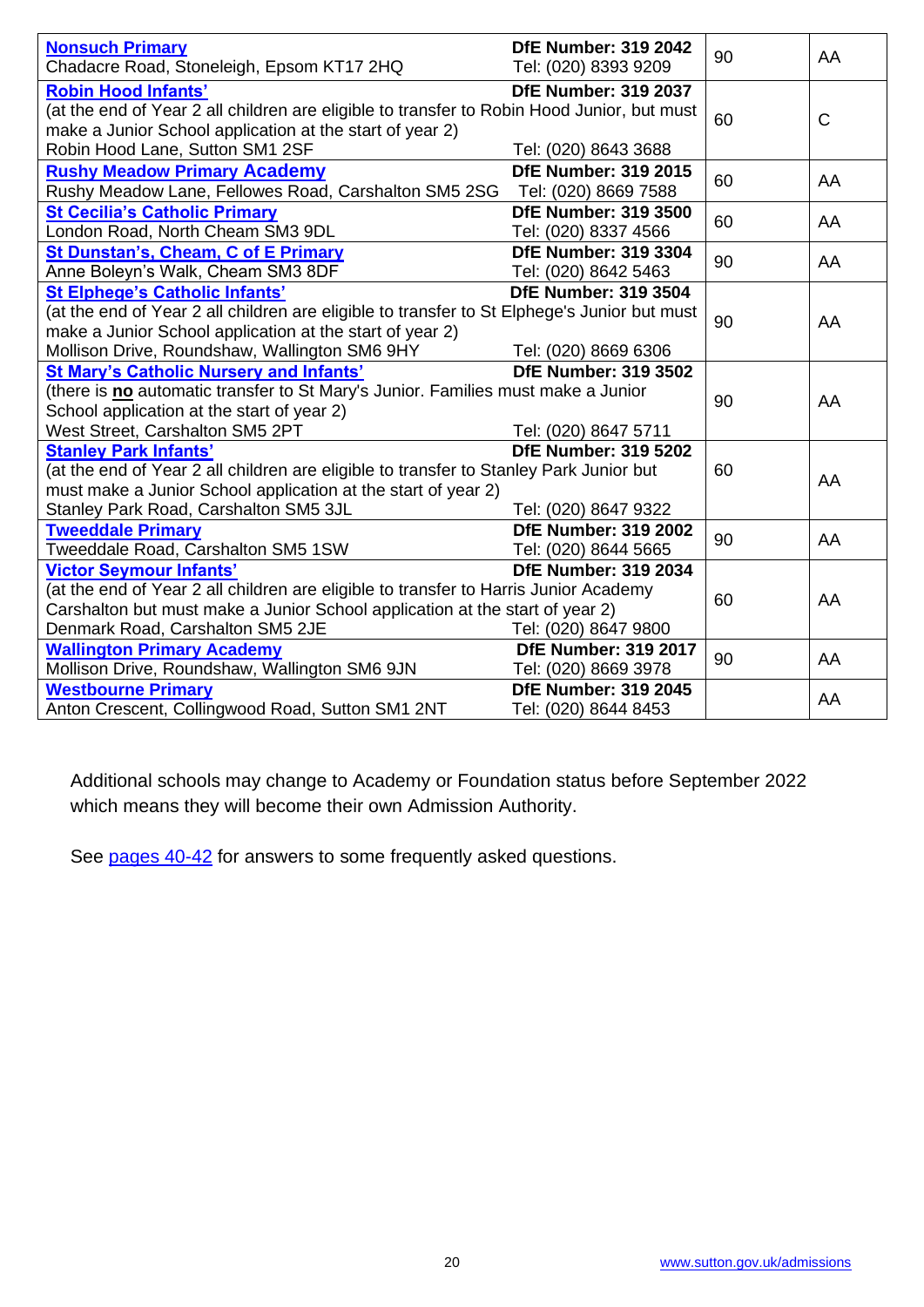| School | DfE Number / Tel | | |
|---|---|---|---|
| **[Nonsuch Primary]** Chadacre Road, Stoneleigh, Epsom KT17 2HQ | **DfE Number: 319 2042** Tel: (020) 8393 9209 | 90 | AA |
| **[Robin Hood Infants']** (at the end of Year 2 all children are eligible to transfer to Robin Hood Junior, but must make a Junior School application at the start of year 2) Robin Hood Lane, Sutton SM1 2SF | **DfE Number: 319 2037** Tel: (020) 8643 3688 | 60 | C |
| **[Rushy Meadow Primary Academy]** Rushy Meadow Lane, Fellowes Road, Carshalton SM5 2SG | **DfE Number: 319 2015** Tel: (020) 8669 7588 | 60 | AA |
| **[St Cecilia's Catholic Primary]** London Road, North Cheam SM3 9DL | **DfE Number: 319 3500** Tel: (020) 8337 4566 | 60 | AA |
| **[St Dunstan's, Cheam, C of E Primary]** Anne Boleyn's Walk, Cheam SM3 8DF | **DfE Number: 319 3304** Tel: (020) 8642 5463 | 90 | AA |
| **[St Elphege's Catholic Infants']** (at the end of Year 2 all children are eligible to transfer to St Elphege's Junior but must make a Junior School application at the start of year 2) Mollison Drive, Roundshaw, Wallington SM6 9HY | **DfE Number: 319 3504** Tel: (020) 8669 6306 | 90 | AA |
| **[St Mary's Catholic Nursery and Infants']** (there is **no** automatic transfer to St Mary's Junior. Families must make a Junior School application at the start of year 2) West Street, Carshalton SM5 2PT | **DfE Number: 319 3502** Tel: (020) 8647 5711 | 90 | AA |
| **[Stanley Park Infants']** (at the end of Year 2 all children are eligible to transfer to Stanley Park Junior but must make a Junior School application at the start of year 2) Stanley Park Road, Carshalton SM5 3JL | **DfE Number: 319 5202** Tel: (020) 8647 9322 | 60 | AA |
| **[Tweeddale Primary]** Tweeddale Road, Carshalton SM5 1SW | **DfE Number: 319 2002** Tel: (020) 8644 5665 | 90 | AA |
| **[Victor Seymour Infants']** (at the end of Year 2 all children are eligible to transfer to Harris Junior Academy Carshalton but must make a Junior School application at the start of year 2) Denmark Road, Carshalton SM5 2JE | **DfE Number: 319 2034** Tel: (020) 8647 9800 | 60 | AA |
| **[Wallington Primary Academy]** Mollison Drive, Roundshaw, Wallington SM6 9JN | **DfE Number: 319 2017** Tel: (020) 8669 3978 | 90 | AA |
| **[Westbourne Primary]** Anton Crescent, Collingwood Road, Sutton SM1 2NT | **DfE Number: 319 2045** Tel: (020) 8644 8453 | | AA |

Additional schools may change to Academy or Foundation status before September 2022 which means they will become their own Admission Authority.

See pages 40-42 for answers to some frequently asked questions.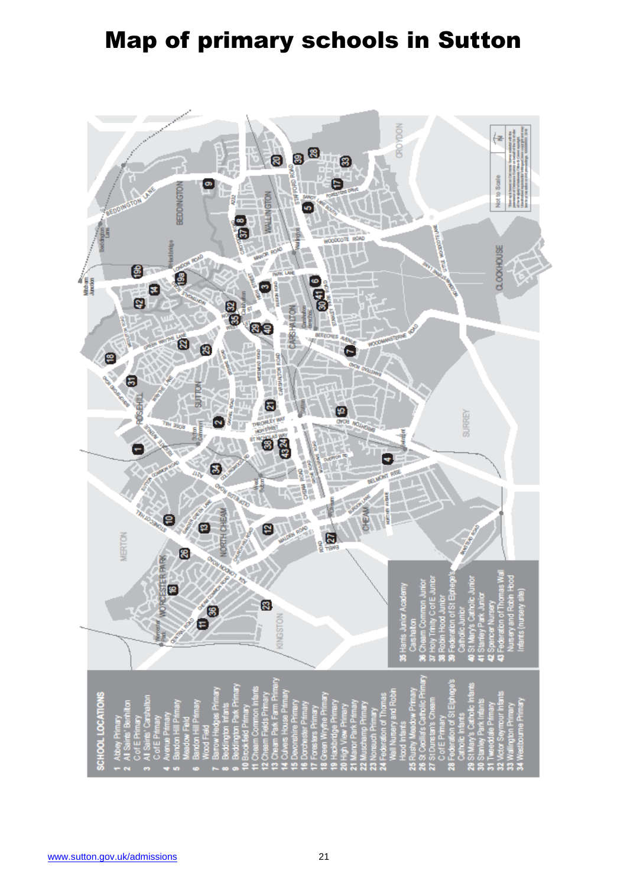# Map of primary schools in Sutton

**SCHOOL LOCATIONS**

1. Abbey Primary
2. All Saints' Benhilton C of E Primary
3. All Saints' Carshalton C of E Primary
4. Avenue Primary
5. Bandon Hill Primary Meadow Field
6. Bandon Hill Primary Wood Field
7. Barrow Hedges Primary
8. Beddington Infants
9. Beddington Park Primary
10. Brookfield Primary
11. Cheam Common Infants
12. Cheam Fields Primary
13. Cheam Park Farm Primary
14. Culvers House Primary
15. Devonshire Primary
16. Dorchester Primary
17. Foresters Primary
18. Green Wrythe Primary
19. Hackbridge Primary
20. High View Primary
21. Manor Park Primary
22. Muschamp Primary
23. Nonsuch Primary
24. Federation of Thomas Wall Nursery and Robin Hood Infants
25. Rushy Meadow Primary
26. St Cecilia's Catholic Primary
27. St Dunstan's Cheam C of E Primary
28. Federation of St Elphege's Catholic Infants
29. St Mary's Catholic Infants
30. Stanley Park Infants
31. Tweeddale Primary
32. Victor Seymour Infants
33. Wallington Primary
34. Westbourne Primary
35. Harris Junior Academy Carshalton
36. Cheam Common Junior
37. Holy Trinity C of E Junior
38. Robin Hood Junior
39. Federation of St Elphege's Catholic Junior
40. St Mary's Catholic Junior
41. Stanley Park Junior
42. Spencer Nursery
43. Federation of Thomas Wall Nursery and Robin Hood Infants (nursery site)

Not to Scale

www.sutton.gov.uk/admissions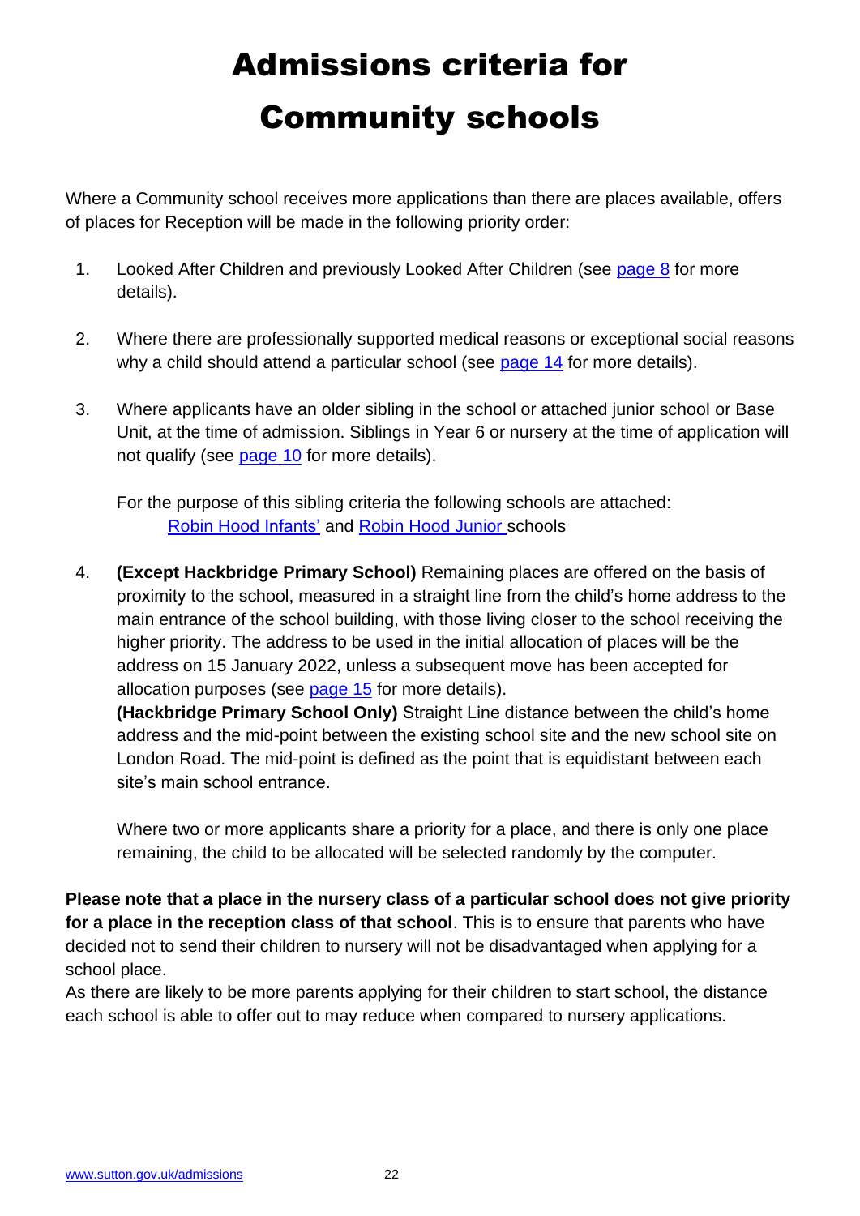# Admissions criteria for Community schools

Where a Community school receives more applications than there are places available, offers of places for Reception will be made in the following priority order:

1. Looked After Children and previously Looked After Children (see page 8 for more details).

2. Where there are professionally supported medical reasons or exceptional social reasons why a child should attend a particular school (see page 14 for more details).

3. Where applicants have an older sibling in the school or attached junior school or Base Unit, at the time of admission. Siblings in Year 6 or nursery at the time of application will not qualify (see page 10 for more details).

   For the purpose of this sibling criteria the following schools are attached:
   Robin Hood Infants' and Robin Hood Junior schools

4. **(Except Hackbridge Primary School)** Remaining places are offered on the basis of proximity to the school, measured in a straight line from the child's home address to the main entrance of the school building, with those living closer to the school receiving the higher priority. The address to be used in the initial allocation of places will be the address on 15 January 2022, unless a subsequent move has been accepted for allocation purposes (see page 15 for more details).
   **(Hackbridge Primary School Only)** Straight Line distance between the child's home address and the mid-point between the existing school site and the new school site on London Road. The mid-point is defined as the point that is equidistant between each site's main school entrance.

   Where two or more applicants share a priority for a place, and there is only one place remaining, the child to be allocated will be selected randomly by the computer.

**Please note that a place in the nursery class of a particular school does not give priority for a place in the reception class of that school**. This is to ensure that parents who have decided not to send their children to nursery will not be disadvantaged when applying for a school place.
As there are likely to be more parents applying for their children to start school, the distance each school is able to offer out to may reduce when compared to nursery applications.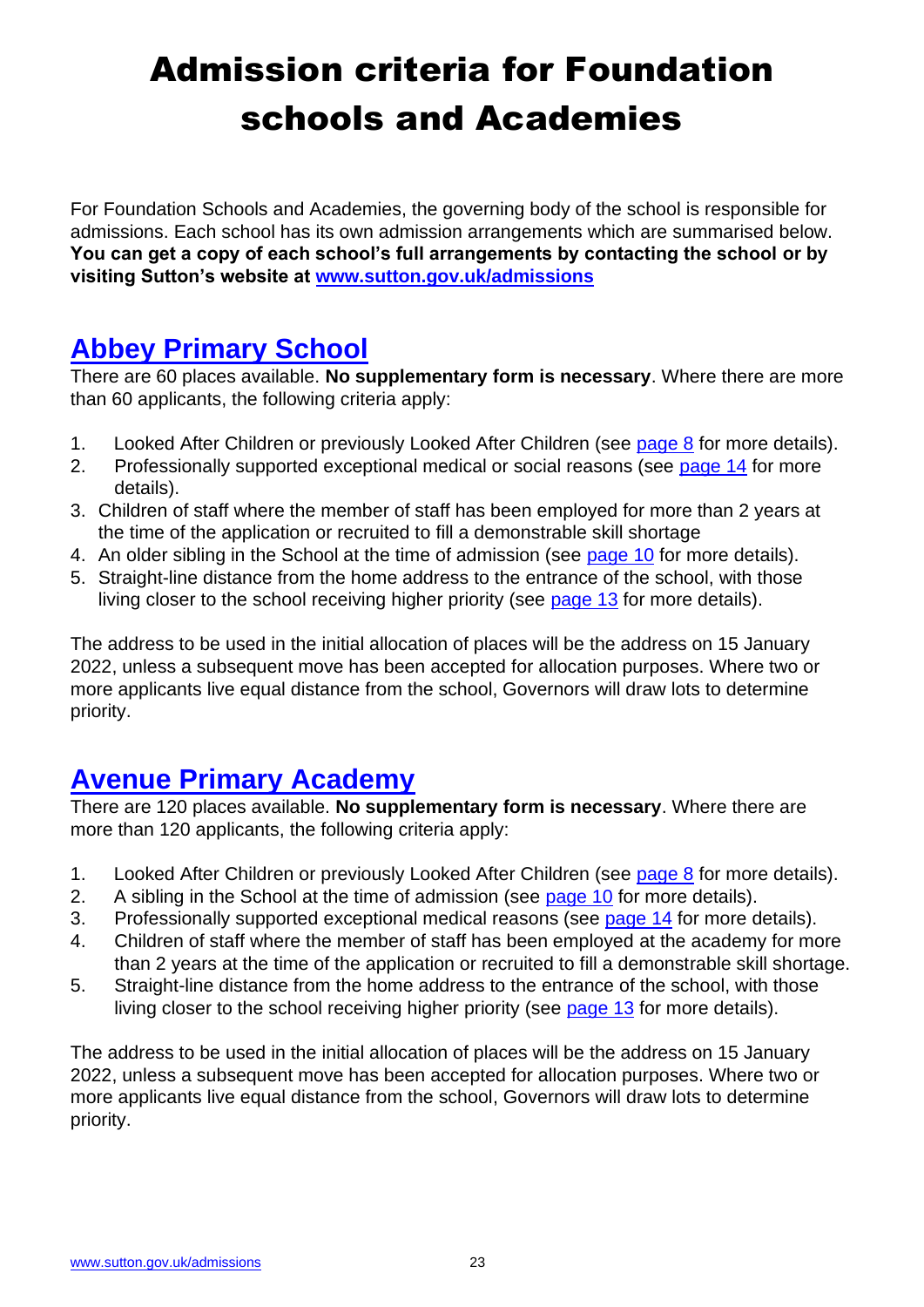# Admission criteria for Foundation schools and Academies

For Foundation Schools and Academies, the governing body of the school is responsible for admissions. Each school has its own admission arrangements which are summarised below. **You can get a copy of each school's full arrangements by contacting the school or by visiting Sutton's website at [www.sutton.gov.uk/admissions](www.sutton.gov.uk/admissions)**

## Abbey Primary School

There are 60 places available. **No supplementary form is necessary**. Where there are more than 60 applicants, the following criteria apply:

1. Looked After Children or previously Looked After Children (see page 8 for more details).
2. Professionally supported exceptional medical or social reasons (see page 14 for more details).
3. Children of staff where the member of staff has been employed for more than 2 years at the time of the application or recruited to fill a demonstrable skill shortage
4. An older sibling in the School at the time of admission (see page 10 for more details).
5. Straight-line distance from the home address to the entrance of the school, with those living closer to the school receiving higher priority (see page 13 for more details).

The address to be used in the initial allocation of places will be the address on 15 January 2022, unless a subsequent move has been accepted for allocation purposes. Where two or more applicants live equal distance from the school, Governors will draw lots to determine priority.

## Avenue Primary Academy

There are 120 places available. **No supplementary form is necessary**. Where there are more than 120 applicants, the following criteria apply:

1. Looked After Children or previously Looked After Children (see page 8 for more details).
2. A sibling in the School at the time of admission (see page 10 for more details).
3. Professionally supported exceptional medical reasons (see page 14 for more details).
4. Children of staff where the member of staff has been employed at the academy for more than 2 years at the time of the application or recruited to fill a demonstrable skill shortage.
5. Straight-line distance from the home address to the entrance of the school, with those living closer to the school receiving higher priority (see page 13 for more details).

The address to be used in the initial allocation of places will be the address on 15 January 2022, unless a subsequent move has been accepted for allocation purposes. Where two or more applicants live equal distance from the school, Governors will draw lots to determine priority.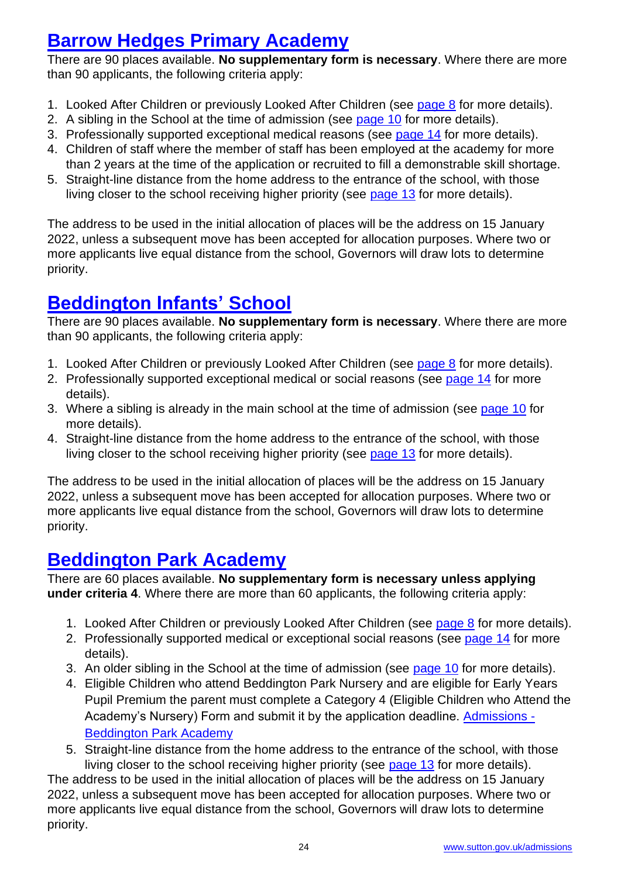## Barrow Hedges Primary Academy

There are 90 places available. **No supplementary form is necessary**. Where there are more than 90 applicants, the following criteria apply:

1. Looked After Children or previously Looked After Children (see page 8 for more details).
2. A sibling in the School at the time of admission (see page 10 for more details).
3. Professionally supported exceptional medical reasons (see page 14 for more details).
4. Children of staff where the member of staff has been employed at the academy for more than 2 years at the time of the application or recruited to fill a demonstrable skill shortage.
5. Straight-line distance from the home address to the entrance of the school, with those living closer to the school receiving higher priority (see page 13 for more details).

The address to be used in the initial allocation of places will be the address on 15 January 2022, unless a subsequent move has been accepted for allocation purposes. Where two or more applicants live equal distance from the school, Governors will draw lots to determine priority.

## Beddington Infants' School

There are 90 places available. **No supplementary form is necessary**. Where there are more than 90 applicants, the following criteria apply:

1. Looked After Children or previously Looked After Children (see page 8 for more details).
2. Professionally supported exceptional medical or social reasons (see page 14 for more details).
3. Where a sibling is already in the main school at the time of admission (see page 10 for more details).
4. Straight-line distance from the home address to the entrance of the school, with those living closer to the school receiving higher priority (see page 13 for more details).

The address to be used in the initial allocation of places will be the address on 15 January 2022, unless a subsequent move has been accepted for allocation purposes. Where two or more applicants live equal distance from the school, Governors will draw lots to determine priority.

## Beddington Park Academy

There are 60 places available. **No supplementary form is necessary unless applying under criteria 4**. Where there are more than 60 applicants, the following criteria apply:

1. Looked After Children or previously Looked After Children (see page 8 for more details).
2. Professionally supported medical or exceptional social reasons (see page 14 for more details).
3. An older sibling in the School at the time of admission (see page 10 for more details).
4. Eligible Children who attend Beddington Park Nursery and are eligible for Early Years Pupil Premium the parent must complete a Category 4 (Eligible Children who Attend the Academy's Nursery) Form and submit it by the application deadline. Admissions - Beddington Park Academy
5. Straight-line distance from the home address to the entrance of the school, with those living closer to the school receiving higher priority (see page 13 for more details).

The address to be used in the initial allocation of places will be the address on 15 January 2022, unless a subsequent move has been accepted for allocation purposes. Where two or more applicants live equal distance from the school, Governors will draw lots to determine priority.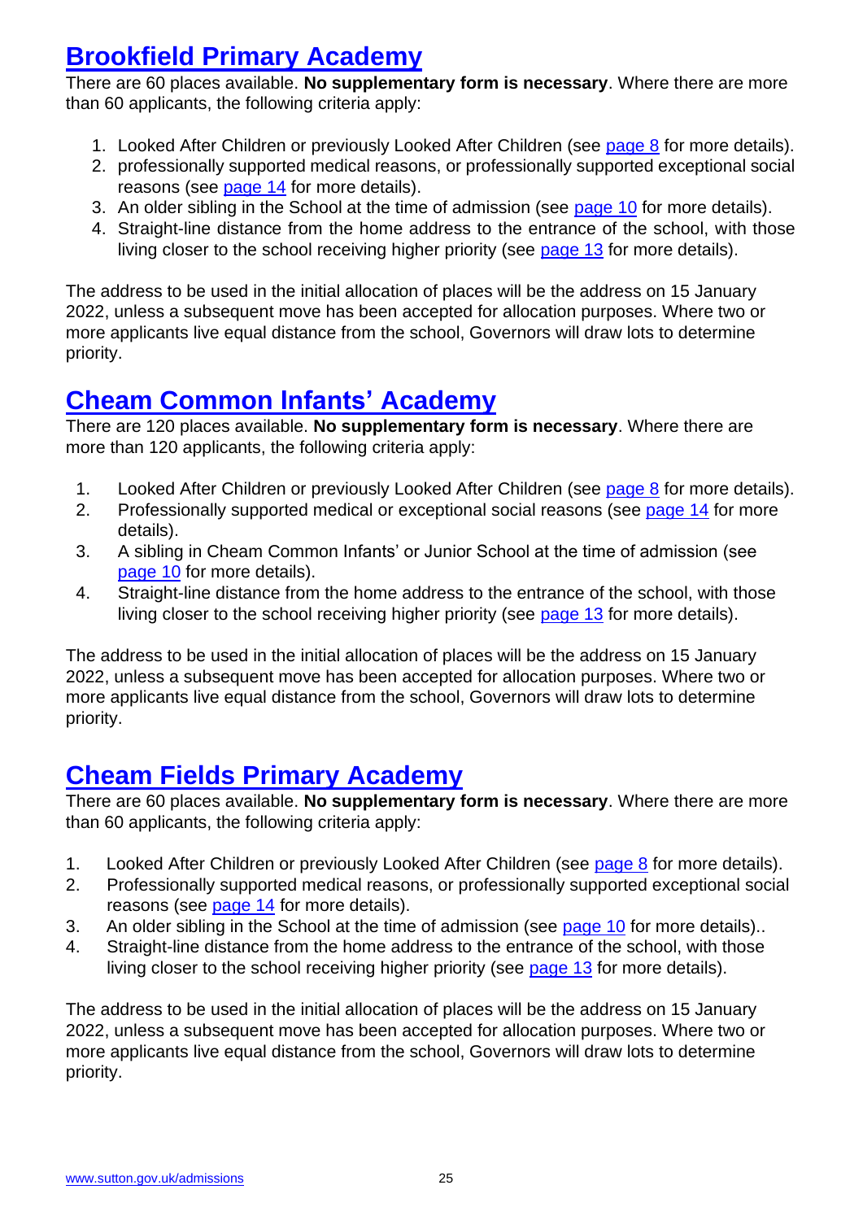## Brookfield Primary Academy

There are 60 places available. **No supplementary form is necessary**. Where there are more than 60 applicants, the following criteria apply:

1. Looked After Children or previously Looked After Children (see page 8 for more details).
2. professionally supported medical reasons, or professionally supported exceptional social reasons (see page 14 for more details).
3. An older sibling in the School at the time of admission (see page 10 for more details).
4. Straight-line distance from the home address to the entrance of the school, with those living closer to the school receiving higher priority (see page 13 for more details).

The address to be used in the initial allocation of places will be the address on 15 January 2022, unless a subsequent move has been accepted for allocation purposes. Where two or more applicants live equal distance from the school, Governors will draw lots to determine priority.

## Cheam Common Infants' Academy

There are 120 places available. **No supplementary form is necessary**. Where there are more than 120 applicants, the following criteria apply:

1. Looked After Children or previously Looked After Children (see page 8 for more details).
2. Professionally supported medical or exceptional social reasons (see page 14 for more details).
3. A sibling in Cheam Common Infants' or Junior School at the time of admission (see page 10 for more details).
4. Straight-line distance from the home address to the entrance of the school, with those living closer to the school receiving higher priority (see page 13 for more details).

The address to be used in the initial allocation of places will be the address on 15 January 2022, unless a subsequent move has been accepted for allocation purposes. Where two or more applicants live equal distance from the school, Governors will draw lots to determine priority.

## Cheam Fields Primary Academy

There are 60 places available. **No supplementary form is necessary**. Where there are more than 60 applicants, the following criteria apply:

1. Looked After Children or previously Looked After Children (see page 8 for more details).
2. Professionally supported medical reasons, or professionally supported exceptional social reasons (see page 14 for more details).
3. An older sibling in the School at the time of admission (see page 10 for more details)..
4. Straight-line distance from the home address to the entrance of the school, with those living closer to the school receiving higher priority (see page 13 for more details).

The address to be used in the initial allocation of places will be the address on 15 January 2022, unless a subsequent move has been accepted for allocation purposes. Where two or more applicants live equal distance from the school, Governors will draw lots to determine priority.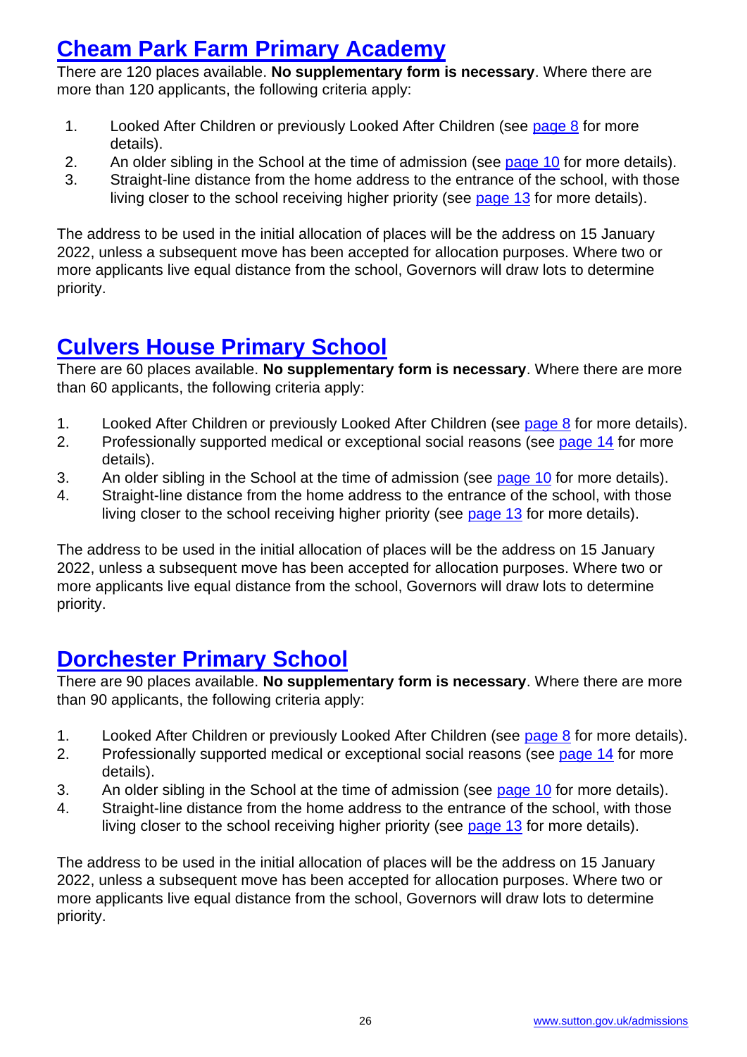## Cheam Park Farm Primary Academy

There are 120 places available. **No supplementary form is necessary**. Where there are more than 120 applicants, the following criteria apply:

1. Looked After Children or previously Looked After Children (see page 8 for more details).
2. An older sibling in the School at the time of admission (see page 10 for more details).
3. Straight-line distance from the home address to the entrance of the school, with those living closer to the school receiving higher priority (see page 13 for more details).

The address to be used in the initial allocation of places will be the address on 15 January 2022, unless a subsequent move has been accepted for allocation purposes. Where two or more applicants live equal distance from the school, Governors will draw lots to determine priority.

## Culvers House Primary School

There are 60 places available. **No supplementary form is necessary**. Where there are more than 60 applicants, the following criteria apply:

1. Looked After Children or previously Looked After Children (see page 8 for more details).
2. Professionally supported medical or exceptional social reasons (see page 14 for more details).
3. An older sibling in the School at the time of admission (see page 10 for more details).
4. Straight-line distance from the home address to the entrance of the school, with those living closer to the school receiving higher priority (see page 13 for more details).

The address to be used in the initial allocation of places will be the address on 15 January 2022, unless a subsequent move has been accepted for allocation purposes. Where two or more applicants live equal distance from the school, Governors will draw lots to determine priority.

## Dorchester Primary School

There are 90 places available. **No supplementary form is necessary**. Where there are more than 90 applicants, the following criteria apply:

1. Looked After Children or previously Looked After Children (see page 8 for more details).
2. Professionally supported medical or exceptional social reasons (see page 14 for more details).
3. An older sibling in the School at the time of admission (see page 10 for more details).
4. Straight-line distance from the home address to the entrance of the school, with those living closer to the school receiving higher priority (see page 13 for more details).

The address to be used in the initial allocation of places will be the address on 15 January 2022, unless a subsequent move has been accepted for allocation purposes. Where two or more applicants live equal distance from the school, Governors will draw lots to determine priority.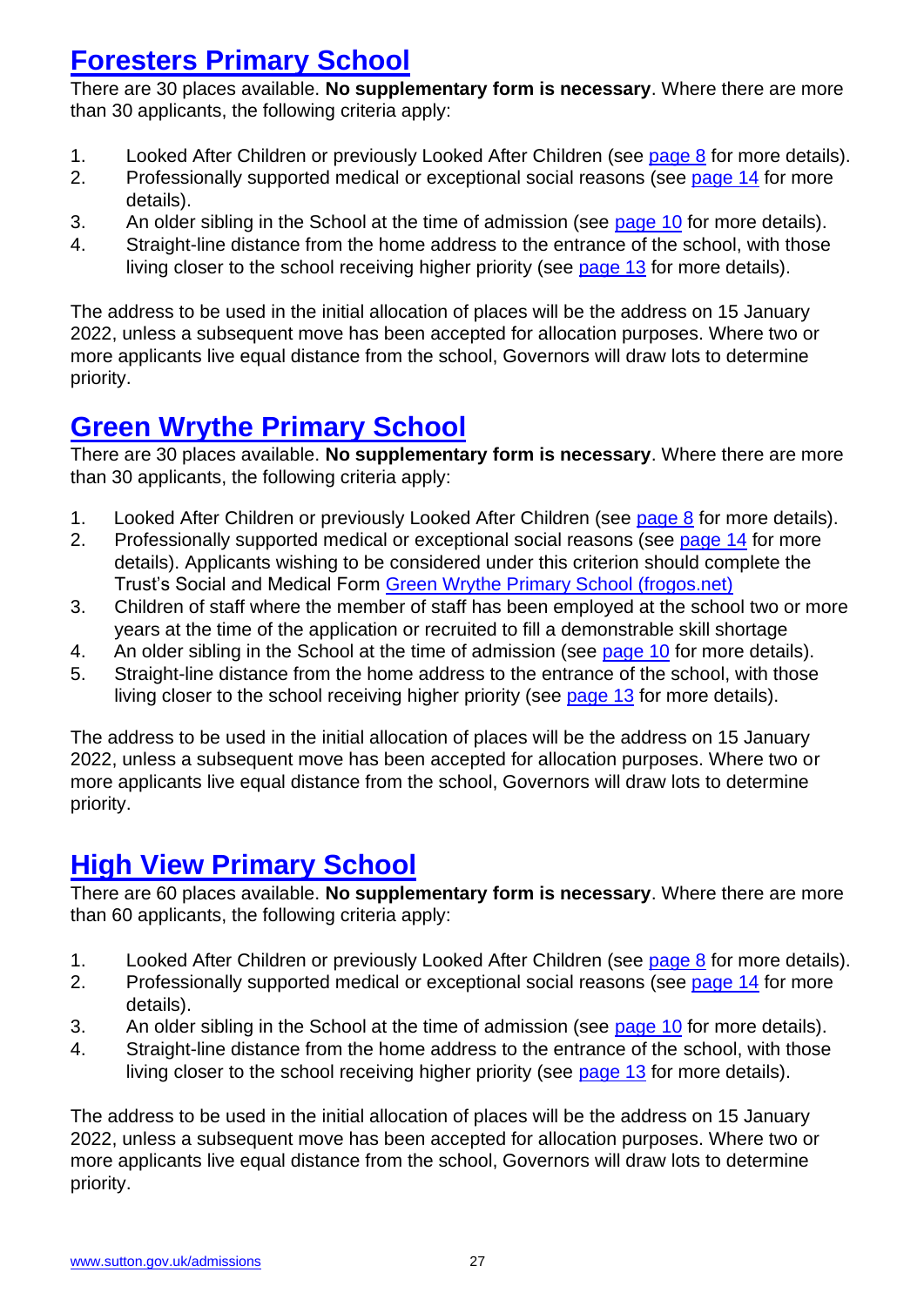## Foresters Primary School

There are 30 places available. **No supplementary form is necessary**. Where there are more than 30 applicants, the following criteria apply:

1. Looked After Children or previously Looked After Children (see page 8 for more details).
2. Professionally supported medical or exceptional social reasons (see page 14 for more details).
3. An older sibling in the School at the time of admission (see page 10 for more details).
4. Straight-line distance from the home address to the entrance of the school, with those living closer to the school receiving higher priority (see page 13 for more details).

The address to be used in the initial allocation of places will be the address on 15 January 2022, unless a subsequent move has been accepted for allocation purposes. Where two or more applicants live equal distance from the school, Governors will draw lots to determine priority.

## Green Wrythe Primary School

There are 30 places available. **No supplementary form is necessary**. Where there are more than 30 applicants, the following criteria apply:

1. Looked After Children or previously Looked After Children (see page 8 for more details).
2. Professionally supported medical or exceptional social reasons (see page 14 for more details). Applicants wishing to be considered under this criterion should complete the Trust's Social and Medical Form Green Wrythe Primary School (frogos.net)
3. Children of staff where the member of staff has been employed at the school two or more years at the time of the application or recruited to fill a demonstrable skill shortage
4. An older sibling in the School at the time of admission (see page 10 for more details).
5. Straight-line distance from the home address to the entrance of the school, with those living closer to the school receiving higher priority (see page 13 for more details).

The address to be used in the initial allocation of places will be the address on 15 January 2022, unless a subsequent move has been accepted for allocation purposes. Where two or more applicants live equal distance from the school, Governors will draw lots to determine priority.

## High View Primary School

There are 60 places available. **No supplementary form is necessary**. Where there are more than 60 applicants, the following criteria apply:

1. Looked After Children or previously Looked After Children (see page 8 for more details).
2. Professionally supported medical or exceptional social reasons (see page 14 for more details).
3. An older sibling in the School at the time of admission (see page 10 for more details).
4. Straight-line distance from the home address to the entrance of the school, with those living closer to the school receiving higher priority (see page 13 for more details).

The address to be used in the initial allocation of places will be the address on 15 January 2022, unless a subsequent move has been accepted for allocation purposes. Where two or more applicants live equal distance from the school, Governors will draw lots to determine priority.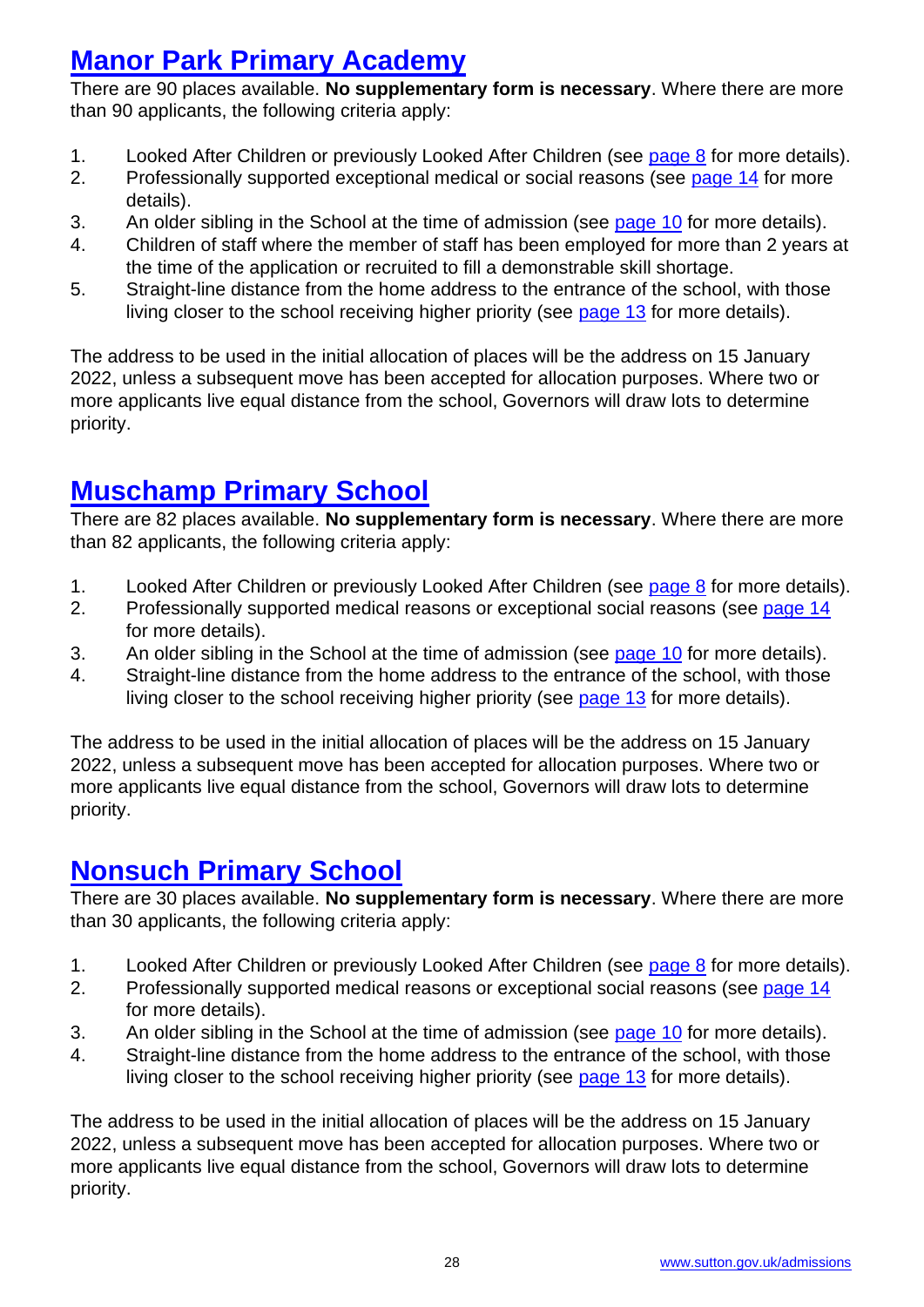## [Manor Park Primary Academy]

There are 90 places available. **No supplementary form is necessary**. Where there are more than 90 applicants, the following criteria apply:

1. Looked After Children or previously Looked After Children (see page 8 for more details).
2. Professionally supported exceptional medical or social reasons (see page 14 for more details).
3. An older sibling in the School at the time of admission (see page 10 for more details).
4. Children of staff where the member of staff has been employed for more than 2 years at the time of the application or recruited to fill a demonstrable skill shortage.
5. Straight-line distance from the home address to the entrance of the school, with those living closer to the school receiving higher priority (see page 13 for more details).

The address to be used in the initial allocation of places will be the address on 15 January 2022, unless a subsequent move has been accepted for allocation purposes. Where two or more applicants live equal distance from the school, Governors will draw lots to determine priority.

## [Muschamp Primary School]

There are 82 places available. **No supplementary form is necessary**. Where there are more than 82 applicants, the following criteria apply:

1. Looked After Children or previously Looked After Children (see page 8 for more details).
2. Professionally supported medical reasons or exceptional social reasons (see page 14 for more details).
3. An older sibling in the School at the time of admission (see page 10 for more details).
4. Straight-line distance from the home address to the entrance of the school, with those living closer to the school receiving higher priority (see page 13 for more details).

The address to be used in the initial allocation of places will be the address on 15 January 2022, unless a subsequent move has been accepted for allocation purposes. Where two or more applicants live equal distance from the school, Governors will draw lots to determine priority.

## [Nonsuch Primary School]

There are 30 places available. **No supplementary form is necessary**. Where there are more than 30 applicants, the following criteria apply:

1. Looked After Children or previously Looked After Children (see page 8 for more details).
2. Professionally supported medical reasons or exceptional social reasons (see page 14 for more details).
3. An older sibling in the School at the time of admission (see page 10 for more details).
4. Straight-line distance from the home address to the entrance of the school, with those living closer to the school receiving higher priority (see page 13 for more details).

The address to be used in the initial allocation of places will be the address on 15 January 2022, unless a subsequent move has been accepted for allocation purposes. Where two or more applicants live equal distance from the school, Governors will draw lots to determine priority.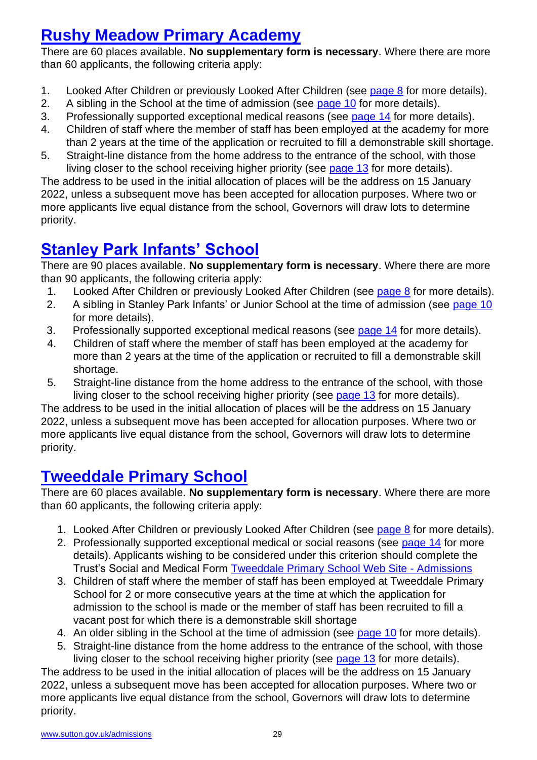## Rushy Meadow Primary Academy

There are 60 places available. **No supplementary form is necessary**. Where there are more than 60 applicants, the following criteria apply:

1. Looked After Children or previously Looked After Children (see page 8 for more details).
2. A sibling in the School at the time of admission (see page 10 for more details).
3. Professionally supported exceptional medical reasons (see page 14 for more details).
4. Children of staff where the member of staff has been employed at the academy for more than 2 years at the time of the application or recruited to fill a demonstrable skill shortage.
5. Straight-line distance from the home address to the entrance of the school, with those living closer to the school receiving higher priority (see page 13 for more details).

The address to be used in the initial allocation of places will be the address on 15 January 2022, unless a subsequent move has been accepted for allocation purposes. Where two or more applicants live equal distance from the school, Governors will draw lots to determine priority.

## Stanley Park Infants' School

There are 90 places available. **No supplementary form is necessary**. Where there are more than 90 applicants, the following criteria apply:

1. Looked After Children or previously Looked After Children (see page 8 for more details).
2. A sibling in Stanley Park Infants' or Junior School at the time of admission (see page 10 for more details).
3. Professionally supported exceptional medical reasons (see page 14 for more details).
4. Children of staff where the member of staff has been employed at the academy for more than 2 years at the time of the application or recruited to fill a demonstrable skill shortage.
5. Straight-line distance from the home address to the entrance of the school, with those living closer to the school receiving higher priority (see page 13 for more details).

The address to be used in the initial allocation of places will be the address on 15 January 2022, unless a subsequent move has been accepted for allocation purposes. Where two or more applicants live equal distance from the school, Governors will draw lots to determine priority.

## Tweeddale Primary School

There are 60 places available. **No supplementary form is necessary**. Where there are more than 60 applicants, the following criteria apply:

1. Looked After Children or previously Looked After Children (see page 8 for more details).
2. Professionally supported exceptional medical or social reasons (see page 14 for more details). Applicants wishing to be considered under this criterion should complete the Trust's Social and Medical Form Tweeddale Primary School Web Site - Admissions
3. Children of staff where the member of staff has been employed at Tweeddale Primary School for 2 or more consecutive years at the time at which the application for admission to the school is made or the member of staff has been recruited to fill a vacant post for which there is a demonstrable skill shortage
4. An older sibling in the School at the time of admission (see page 10 for more details).
5. Straight-line distance from the home address to the entrance of the school, with those living closer to the school receiving higher priority (see page 13 for more details).

The address to be used in the initial allocation of places will be the address on 15 January 2022, unless a subsequent move has been accepted for allocation purposes. Where two or more applicants live equal distance from the school, Governors will draw lots to determine priority.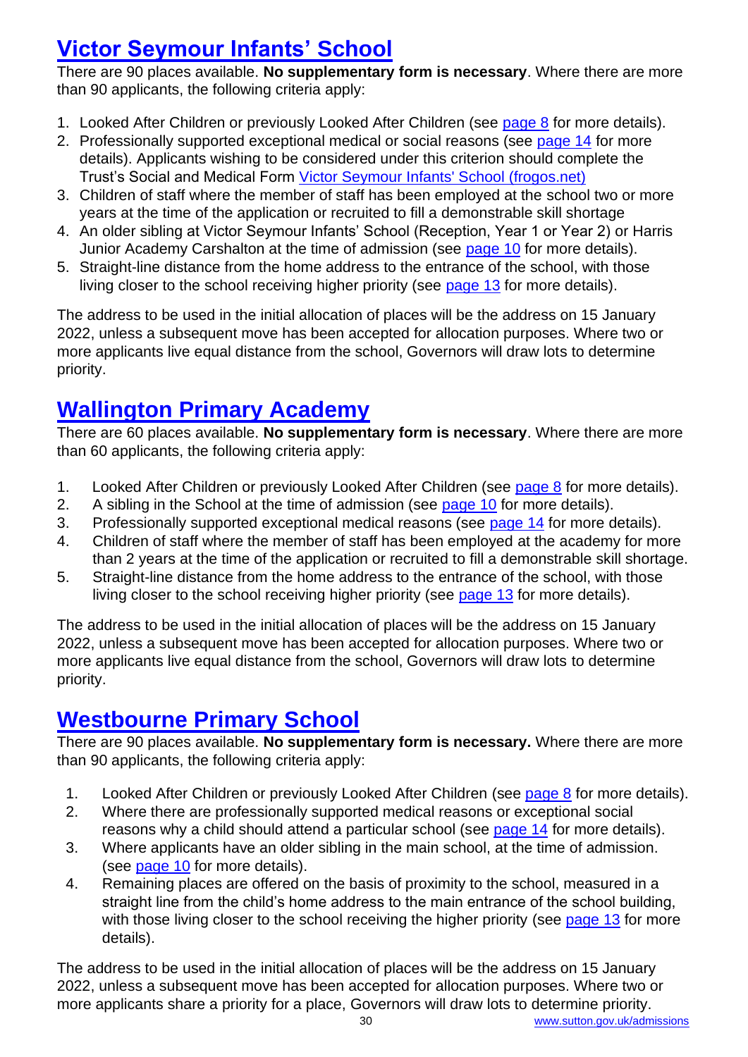## Victor Seymour Infants' School

There are 90 places available. **No supplementary form is necessary**. Where there are more than 90 applicants, the following criteria apply:

1. Looked After Children or previously Looked After Children (see page 8 for more details).
2. Professionally supported exceptional medical or social reasons (see page 14 for more details). Applicants wishing to be considered under this criterion should complete the Trust's Social and Medical Form Victor Seymour Infants' School (frogos.net)
3. Children of staff where the member of staff has been employed at the school two or more years at the time of the application or recruited to fill a demonstrable skill shortage
4. An older sibling at Victor Seymour Infants' School (Reception, Year 1 or Year 2) or Harris Junior Academy Carshalton at the time of admission (see page 10 for more details).
5. Straight-line distance from the home address to the entrance of the school, with those living closer to the school receiving higher priority (see page 13 for more details).

The address to be used in the initial allocation of places will be the address on 15 January 2022, unless a subsequent move has been accepted for allocation purposes. Where two or more applicants live equal distance from the school, Governors will draw lots to determine priority.

## Wallington Primary Academy

There are 60 places available. **No supplementary form is necessary**. Where there are more than 60 applicants, the following criteria apply:

1. Looked After Children or previously Looked After Children (see page 8 for more details).
2. A sibling in the School at the time of admission (see page 10 for more details).
3. Professionally supported exceptional medical reasons (see page 14 for more details).
4. Children of staff where the member of staff has been employed at the academy for more than 2 years at the time of the application or recruited to fill a demonstrable skill shortage.
5. Straight-line distance from the home address to the entrance of the school, with those living closer to the school receiving higher priority (see page 13 for more details).

The address to be used in the initial allocation of places will be the address on 15 January 2022, unless a subsequent move has been accepted for allocation purposes. Where two or more applicants live equal distance from the school, Governors will draw lots to determine priority.

## Westbourne Primary School

There are 90 places available. **No supplementary form is necessary.** Where there are more than 90 applicants, the following criteria apply:

1. Looked After Children or previously Looked After Children (see page 8 for more details).
2. Where there are professionally supported medical reasons or exceptional social reasons why a child should attend a particular school (see page 14 for more details).
3. Where applicants have an older sibling in the main school, at the time of admission. (see page 10 for more details).
4. Remaining places are offered on the basis of proximity to the school, measured in a straight line from the child's home address to the main entrance of the school building, with those living closer to the school receiving the higher priority (see page 13 for more details).

The address to be used in the initial allocation of places will be the address on 15 January 2022, unless a subsequent move has been accepted for allocation purposes. Where two or more applicants share a priority for a place, Governors will draw lots to determine priority.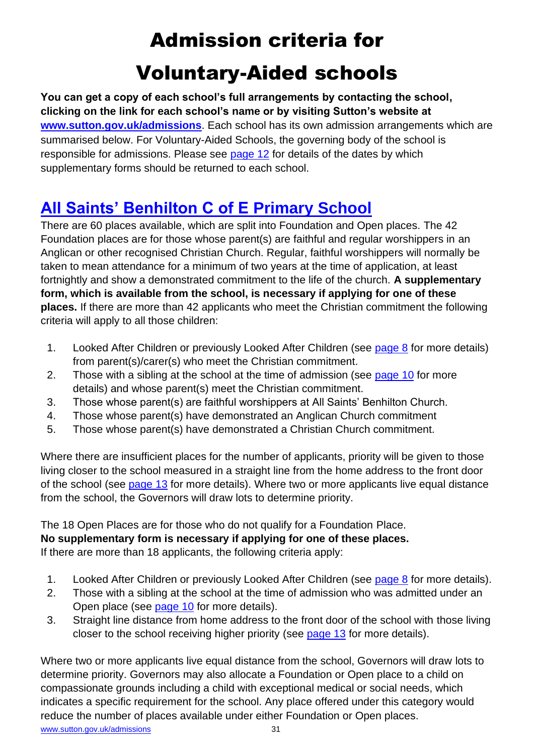# Admission criteria for Voluntary-Aided schools

**You can get a copy of each school's full arrangements by contacting the school, clicking on the link for each school's name or by visiting Sutton's website at [www.sutton.gov.uk/admissions](www.sutton.gov.uk/admissions)**. Each school has its own admission arrangements which are summarised below. For Voluntary-Aided Schools, the governing body of the school is responsible for admissions. Please see page 12 for details of the dates by which supplementary forms should be returned to each school.

## All Saints' Benhilton C of E Primary School

There are 60 places available, which are split into Foundation and Open places. The 42 Foundation places are for those whose parent(s) are faithful and regular worshippers in an Anglican or other recognised Christian Church. Regular, faithful worshippers will normally be taken to mean attendance for a minimum of two years at the time of application, at least fortnightly and show a demonstrated commitment to the life of the church. **A supplementary form, which is available from the school, is necessary if applying for one of these places.** If there are more than 42 applicants who meet the Christian commitment the following criteria will apply to all those children:

1. Looked After Children or previously Looked After Children (see page 8 for more details) from parent(s)/carer(s) who meet the Christian commitment.
2. Those with a sibling at the school at the time of admission (see page 10 for more details) and whose parent(s) meet the Christian commitment.
3. Those whose parent(s) are faithful worshippers at All Saints' Benhilton Church.
4. Those whose parent(s) have demonstrated an Anglican Church commitment
5. Those whose parent(s) have demonstrated a Christian Church commitment.

Where there are insufficient places for the number of applicants, priority will be given to those living closer to the school measured in a straight line from the home address to the front door of the school (see page 13 for more details). Where two or more applicants live equal distance from the school, the Governors will draw lots to determine priority.

The 18 Open Places are for those who do not qualify for a Foundation Place.
**No supplementary form is necessary if applying for one of these places.**
If there are more than 18 applicants, the following criteria apply:

1. Looked After Children or previously Looked After Children (see page 8 for more details).
2. Those with a sibling at the school at the time of admission who was admitted under an Open place (see page 10 for more details).
3. Straight line distance from home address to the front door of the school with those living closer to the school receiving higher priority (see page 13 for more details).

Where two or more applicants live equal distance from the school, Governors will draw lots to determine priority. Governors may also allocate a Foundation or Open place to a child on compassionate grounds including a child with exceptional medical or social needs, which indicates a specific requirement for the school. Any place offered under this category would reduce the number of places available under either Foundation or Open places.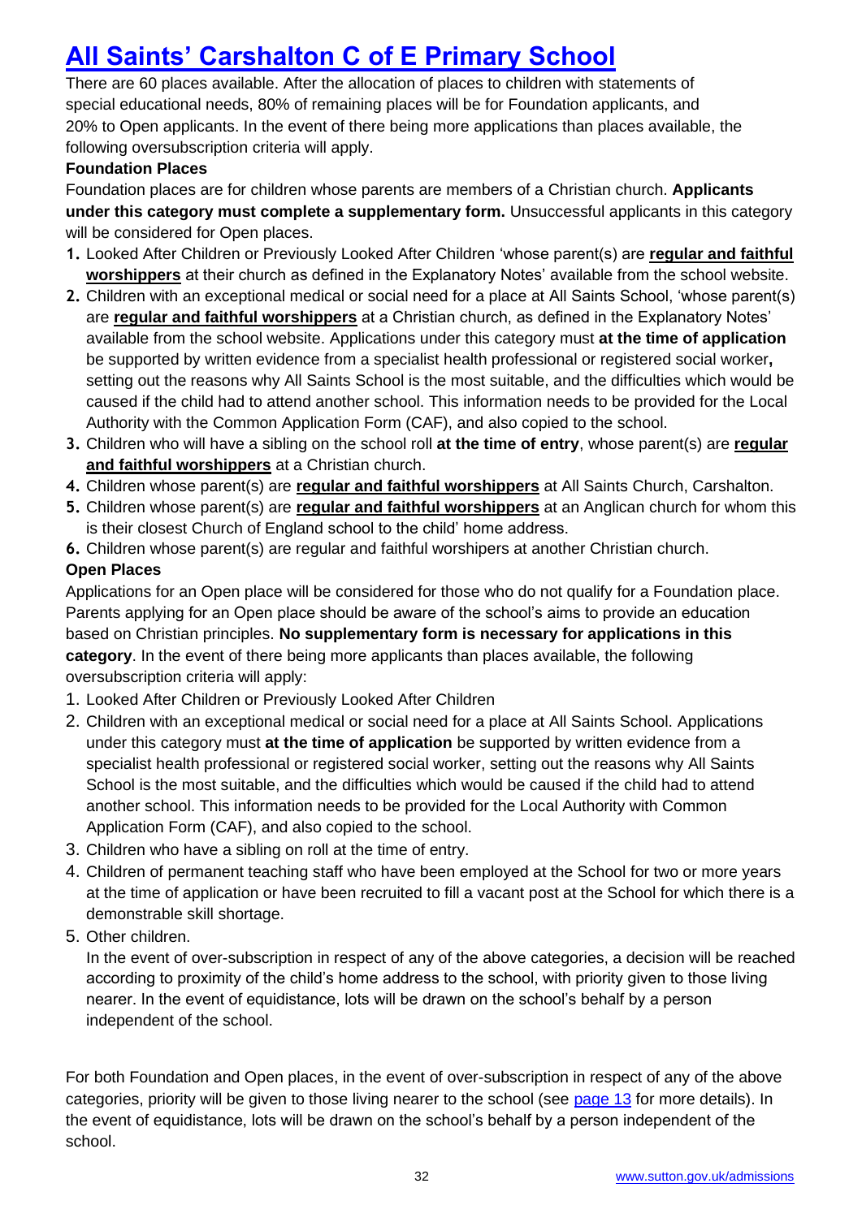# All Saints' Carshalton C of E Primary School

There are 60 places available. After the allocation of places to children with statements of special educational needs, 80% of remaining places will be for Foundation applicants, and 20% to Open applicants. In the event of there being more applications than places available, the following oversubscription criteria will apply.

**Foundation Places**

Foundation places are for children whose parents are members of a Christian church. **Applicants under this category must complete a supplementary form.** Unsuccessful applicants in this category will be considered for Open places.

1. Looked After Children or Previously Looked After Children 'whose parent(s) are **regular and faithful worshippers** at their church as defined in the Explanatory Notes' available from the school website.
2. Children with an exceptional medical or social need for a place at All Saints School, 'whose parent(s) are **regular and faithful worshippers** at a Christian church, as defined in the Explanatory Notes' available from the school website. Applications under this category must **at the time of application** be supported by written evidence from a specialist health professional or registered social worker**,** setting out the reasons why All Saints School is the most suitable, and the difficulties which would be caused if the child had to attend another school. This information needs to be provided for the Local Authority with the Common Application Form (CAF), and also copied to the school.
3. Children who will have a sibling on the school roll **at the time of entry**, whose parent(s) are **regular and faithful worshippers** at a Christian church.
4. Children whose parent(s) are **regular and faithful worshippers** at All Saints Church, Carshalton.
5. Children whose parent(s) are **regular and faithful worshippers** at an Anglican church for whom this is their closest Church of England school to the child' home address.
6. Children whose parent(s) are regular and faithful worshipers at another Christian church.

**Open Places**

Applications for an Open place will be considered for those who do not qualify for a Foundation place. Parents applying for an Open place should be aware of the school's aims to provide an education based on Christian principles. **No supplementary form is necessary for applications in this category**. In the event of there being more applicants than places available, the following oversubscription criteria will apply:

1. Looked After Children or Previously Looked After Children
2. Children with an exceptional medical or social need for a place at All Saints School. Applications under this category must **at the time of application** be supported by written evidence from a specialist health professional or registered social worker, setting out the reasons why All Saints School is the most suitable, and the difficulties which would be caused if the child had to attend another school. This information needs to be provided for the Local Authority with Common Application Form (CAF), and also copied to the school.
3. Children who have a sibling on roll at the time of entry.
4. Children of permanent teaching staff who have been employed at the School for two or more years at the time of application or have been recruited to fill a vacant post at the School for which there is a demonstrable skill shortage.
5. Other children.

   In the event of over-subscription in respect of any of the above categories, a decision will be reached according to proximity of the child's home address to the school, with priority given to those living nearer. In the event of equidistance, lots will be drawn on the school's behalf by a person independent of the school.

For both Foundation and Open places, in the event of over-subscription in respect of any of the above categories, priority will be given to those living nearer to the school (see page 13 for more details). In the event of equidistance, lots will be drawn on the school's behalf by a person independent of the school.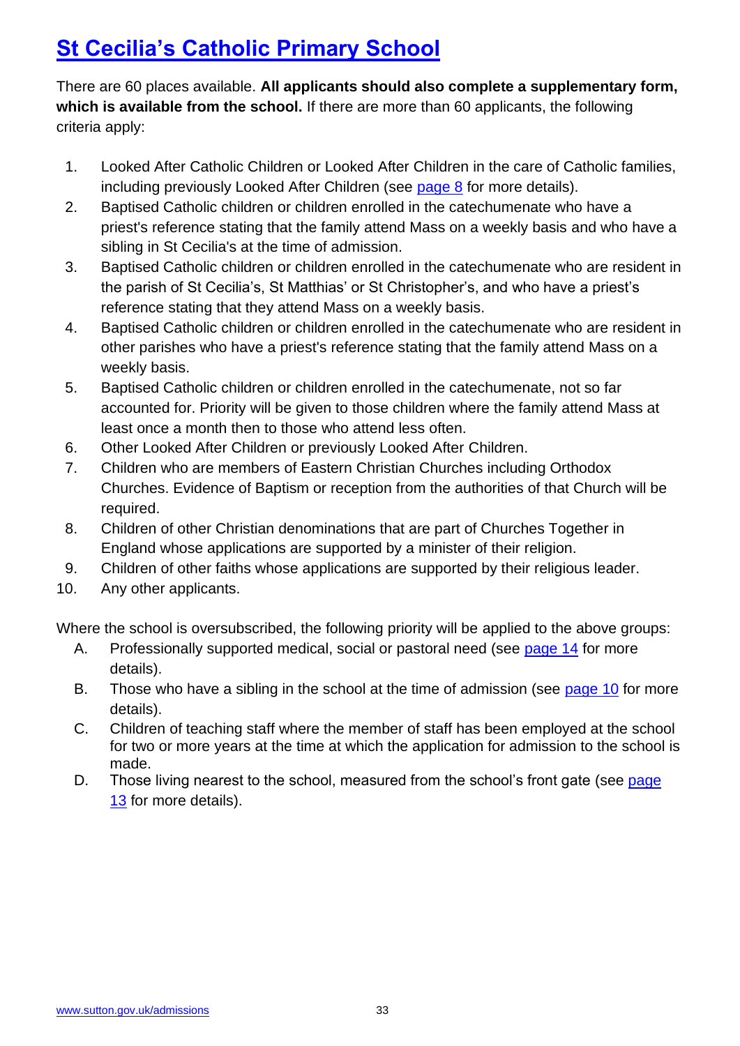# St Cecilia's Catholic Primary School

There are 60 places available. **All applicants should also complete a supplementary form, which is available from the school.** If there are more than 60 applicants, the following criteria apply:

1. Looked After Catholic Children or Looked After Children in the care of Catholic families, including previously Looked After Children (see page 8 for more details).
2. Baptised Catholic children or children enrolled in the catechumenate who have a priest's reference stating that the family attend Mass on a weekly basis and who have a sibling in St Cecilia's at the time of admission.
3. Baptised Catholic children or children enrolled in the catechumenate who are resident in the parish of St Cecilia's, St Matthias' or St Christopher's, and who have a priest's reference stating that they attend Mass on a weekly basis.
4. Baptised Catholic children or children enrolled in the catechumenate who are resident in other parishes who have a priest's reference stating that the family attend Mass on a weekly basis.
5. Baptised Catholic children or children enrolled in the catechumenate, not so far accounted for. Priority will be given to those children where the family attend Mass at least once a month then to those who attend less often.
6. Other Looked After Children or previously Looked After Children.
7. Children who are members of Eastern Christian Churches including Orthodox Churches. Evidence of Baptism or reception from the authorities of that Church will be required.
8. Children of other Christian denominations that are part of Churches Together in England whose applications are supported by a minister of their religion.
9. Children of other faiths whose applications are supported by their religious leader.
10. Any other applicants.

Where the school is oversubscribed, the following priority will be applied to the above groups:

A. Professionally supported medical, social or pastoral need (see page 14 for more details).

B. Those who have a sibling in the school at the time of admission (see page 10 for more details).

C. Children of teaching staff where the member of staff has been employed at the school for two or more years at the time at which the application for admission to the school is made.

D. Those living nearest to the school, measured from the school's front gate (see page 13 for more details).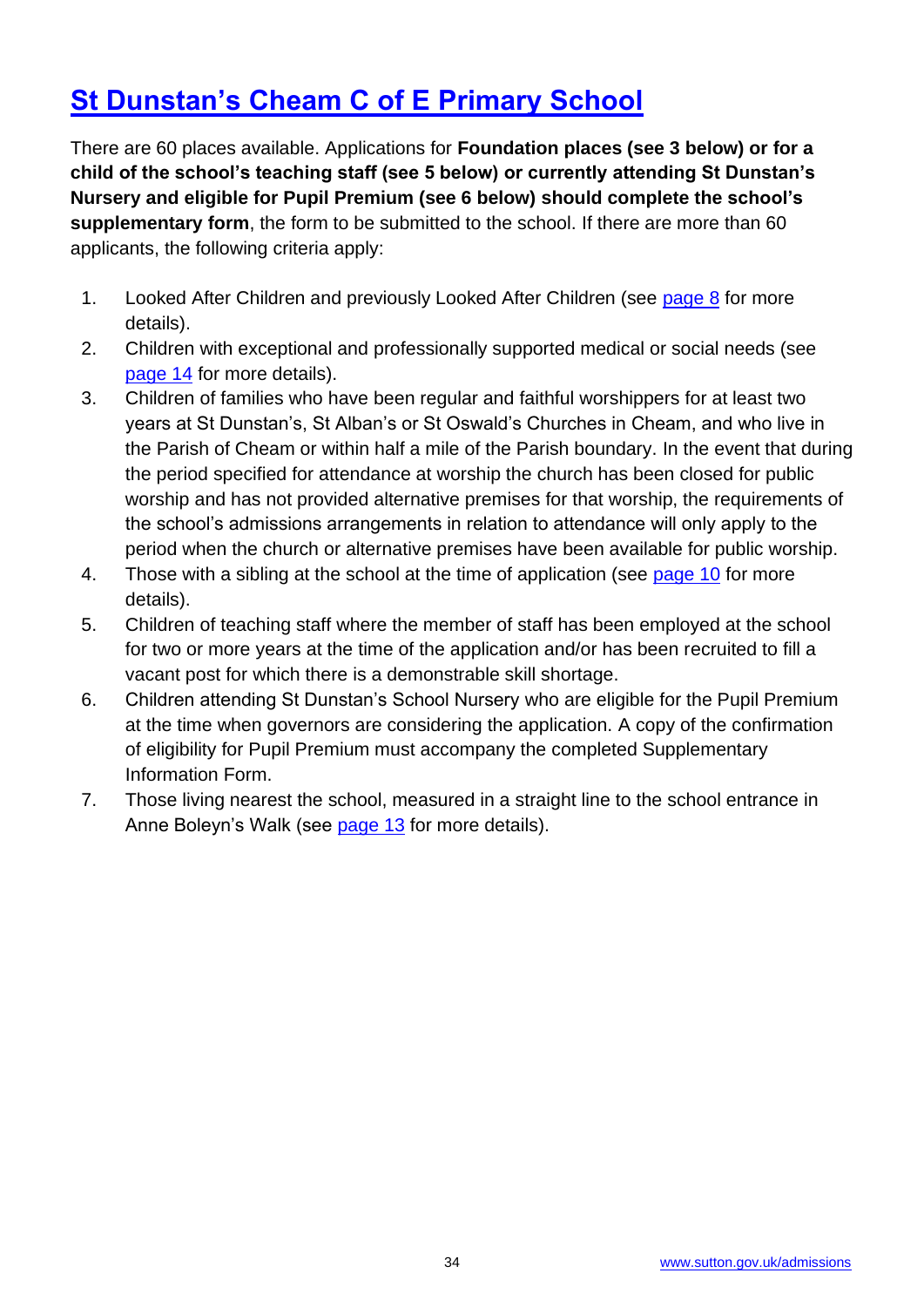# St Dunstan's Cheam C of E Primary School

There are 60 places available. Applications for **Foundation places (see 3 below) or for a child of the school's teaching staff (see 5 below) or currently attending St Dunstan's Nursery and eligible for Pupil Premium (see 6 below) should complete the school's supplementary form**, the form to be submitted to the school. If there are more than 60 applicants, the following criteria apply:

1. Looked After Children and previously Looked After Children (see page 8 for more details).
2. Children with exceptional and professionally supported medical or social needs (see page 14 for more details).
3. Children of families who have been regular and faithful worshippers for at least two years at St Dunstan's, St Alban's or St Oswald's Churches in Cheam, and who live in the Parish of Cheam or within half a mile of the Parish boundary. In the event that during the period specified for attendance at worship the church has been closed for public worship and has not provided alternative premises for that worship, the requirements of the school's admissions arrangements in relation to attendance will only apply to the period when the church or alternative premises have been available for public worship.
4. Those with a sibling at the school at the time of application (see page 10 for more details).
5. Children of teaching staff where the member of staff has been employed at the school for two or more years at the time of the application and/or has been recruited to fill a vacant post for which there is a demonstrable skill shortage.
6. Children attending St Dunstan's School Nursery who are eligible for the Pupil Premium at the time when governors are considering the application. A copy of the confirmation of eligibility for Pupil Premium must accompany the completed Supplementary Information Form.
7. Those living nearest the school, measured in a straight line to the school entrance in Anne Boleyn's Walk (see page 13 for more details).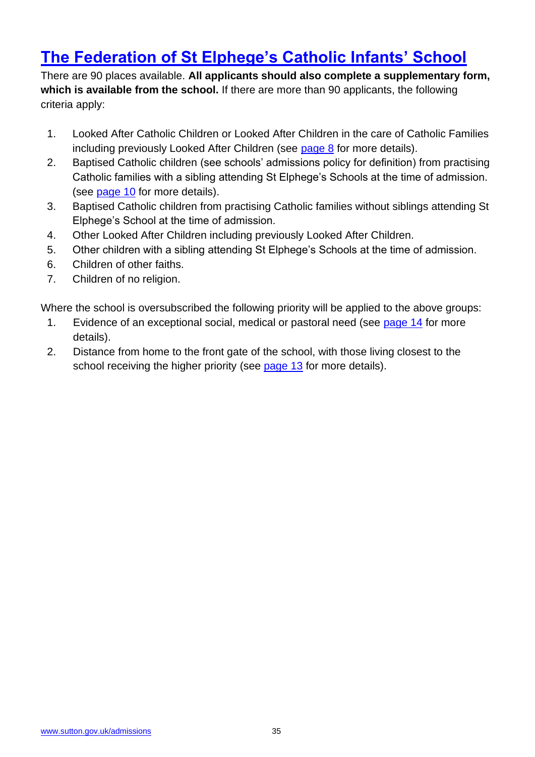## The Federation of St Elphege's Catholic Infants' School

There are 90 places available. **All applicants should also complete a supplementary form, which is available from the school.** If there are more than 90 applicants, the following criteria apply:

1. Looked After Catholic Children or Looked After Children in the care of Catholic Families including previously Looked After Children (see page 8 for more details).
2. Baptised Catholic children (see schools' admissions policy for definition) from practising Catholic families with a sibling attending St Elphege's Schools at the time of admission. (see page 10 for more details).
3. Baptised Catholic children from practising Catholic families without siblings attending St Elphege's School at the time of admission.
4. Other Looked After Children including previously Looked After Children.
5. Other children with a sibling attending St Elphege's Schools at the time of admission.
6. Children of other faiths.
7. Children of no religion.

Where the school is oversubscribed the following priority will be applied to the above groups:

1. Evidence of an exceptional social, medical or pastoral need (see page 14 for more details).
2. Distance from home to the front gate of the school, with those living closest to the school receiving the higher priority (see page 13 for more details).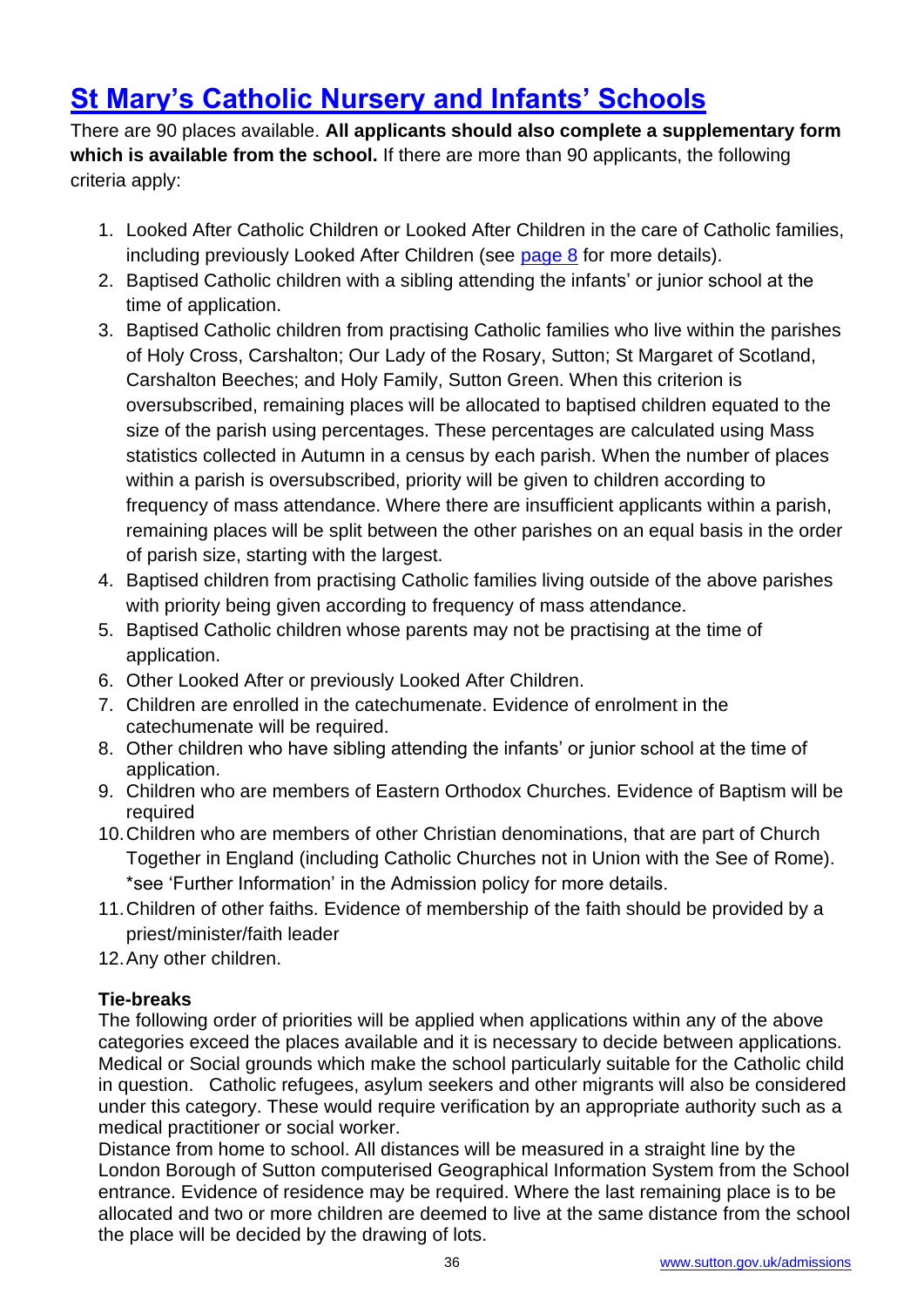## St Mary's Catholic Nursery and Infants' Schools

There are 90 places available. **All applicants should also complete a supplementary form which is available from the school.** If there are more than 90 applicants, the following criteria apply:

1. Looked After Catholic Children or Looked After Children in the care of Catholic families, including previously Looked After Children (see page 8 for more details).
2. Baptised Catholic children with a sibling attending the infants' or junior school at the time of application.
3. Baptised Catholic children from practising Catholic families who live within the parishes of Holy Cross, Carshalton; Our Lady of the Rosary, Sutton; St Margaret of Scotland, Carshalton Beeches; and Holy Family, Sutton Green. When this criterion is oversubscribed, remaining places will be allocated to baptised children equated to the size of the parish using percentages. These percentages are calculated using Mass statistics collected in Autumn in a census by each parish. When the number of places within a parish is oversubscribed, priority will be given to children according to frequency of mass attendance. Where there are insufficient applicants within a parish, remaining places will be split between the other parishes on an equal basis in the order of parish size, starting with the largest.
4. Baptised children from practising Catholic families living outside of the above parishes with priority being given according to frequency of mass attendance.
5. Baptised Catholic children whose parents may not be practising at the time of application.
6. Other Looked After or previously Looked After Children.
7. Children are enrolled in the catechumenate. Evidence of enrolment in the catechumenate will be required.
8. Other children who have sibling attending the infants' or junior school at the time of application.
9. Children who are members of Eastern Orthodox Churches. Evidence of Baptism will be required
10. Children who are members of other Christian denominations, that are part of Church Together in England (including Catholic Churches not in Union with the See of Rome). *see 'Further Information' in the Admission policy for more details.
11. Children of other faiths. Evidence of membership of the faith should be provided by a priest/minister/faith leader
12. Any other children.

**Tie-breaks**

The following order of priorities will be applied when applications within any of the above categories exceed the places available and it is necessary to decide between applications. Medical or Social grounds which make the school particularly suitable for the Catholic child in question. Catholic refugees, asylum seekers and other migrants will also be considered under this category. These would require verification by an appropriate authority such as a medical practitioner or social worker.

Distance from home to school. All distances will be measured in a straight line by the London Borough of Sutton computerised Geographical Information System from the School entrance. Evidence of residence may be required. Where the last remaining place is to be allocated and two or more children are deemed to live at the same distance from the school the place will be decided by the drawing of lots.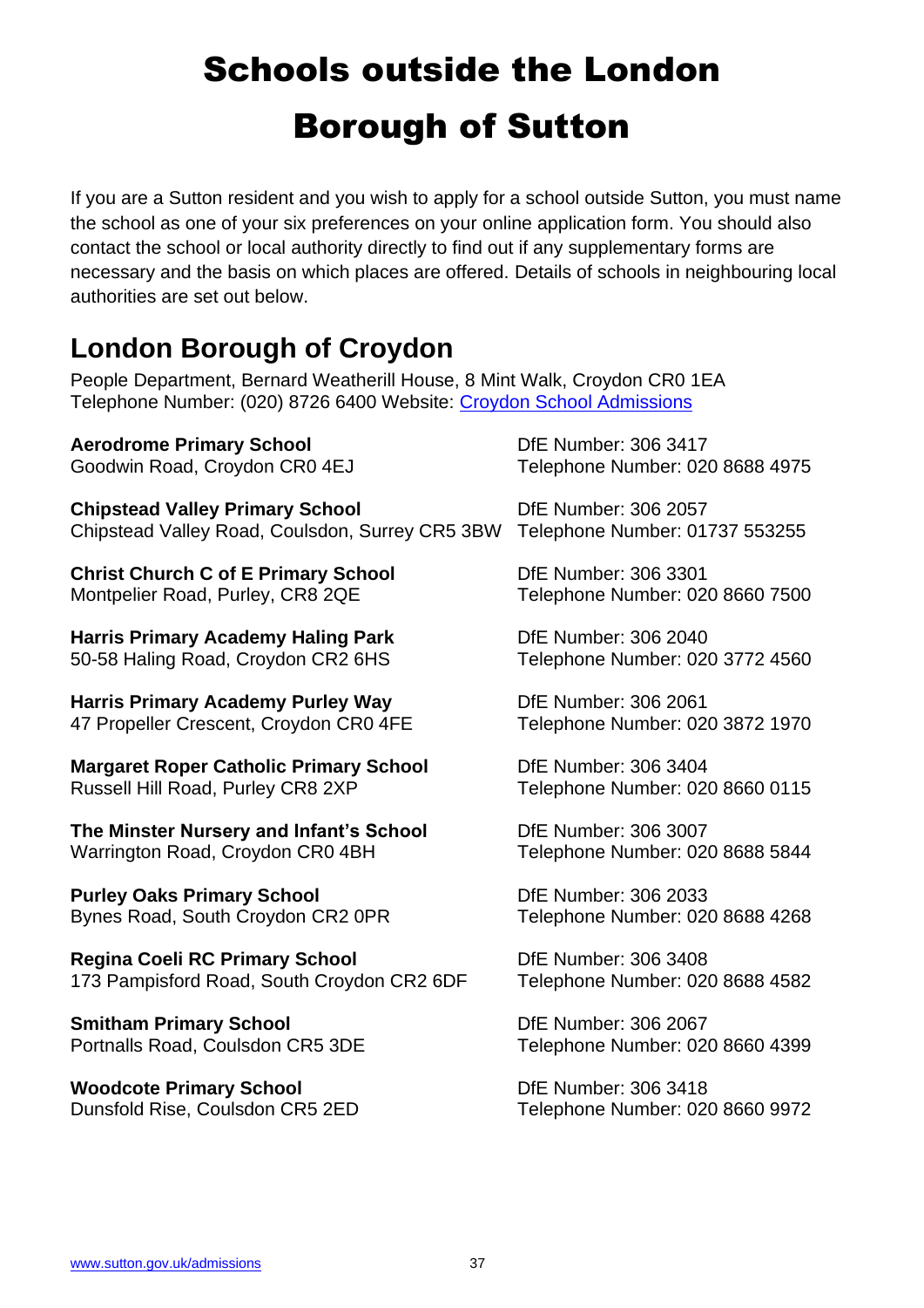# Schools outside the London Borough of Sutton

If you are a Sutton resident and you wish to apply for a school outside Sutton, you must name the school as one of your six preferences on your online application form. You should also contact the school or local authority directly to find out if any supplementary forms are necessary and the basis on which places are offered. Details of schools in neighbouring local authorities are set out below.

## London Borough of Croydon

People Department, Bernard Weatherill House, 8 Mint Walk, Croydon CR0 1EA
Telephone Number: (020) 8726 6400 Website: [Croydon School Admissions]

**Aerodrome Primary School**
Goodwin Road, Croydon CR0 4EJ
DfE Number: 306 3417
Telephone Number: 020 8688 4975

**Chipstead Valley Primary School**
Chipstead Valley Road, Coulsdon, Surrey CR5 3BW
DfE Number: 306 2057
Telephone Number: 01737 553255

**Christ Church C of E Primary School**
Montpelier Road, Purley, CR8 2QE
DfE Number: 306 3301
Telephone Number: 020 8660 7500

**Harris Primary Academy Haling Park**
50-58 Haling Road, Croydon CR2 6HS
DfE Number: 306 2040
Telephone Number: 020 3772 4560

**Harris Primary Academy Purley Way**
47 Propeller Crescent, Croydon CR0 4FE
DfE Number: 306 2061
Telephone Number: 020 3872 1970

**Margaret Roper Catholic Primary School**
Russell Hill Road, Purley CR8 2XP
DfE Number: 306 3404
Telephone Number: 020 8660 0115

**The Minster Nursery and Infant's School**
Warrington Road, Croydon CR0 4BH
DfE Number: 306 3007
Telephone Number: 020 8688 5844

**Purley Oaks Primary School**
Bynes Road, South Croydon CR2 0PR
DfE Number: 306 2033
Telephone Number: 020 8688 4268

**Regina Coeli RC Primary School**
173 Pampisford Road, South Croydon CR2 6DF
DfE Number: 306 3408
Telephone Number: 020 8688 4582

**Smitham Primary School**
Portnalls Road, Coulsdon CR5 3DE
DfE Number: 306 2067
Telephone Number: 020 8660 4399

**Woodcote Primary School**
Dunsfold Rise, Coulsdon CR5 2ED
DfE Number: 306 3418
Telephone Number: 020 8660 9972

www.sutton.gov.uk/admissions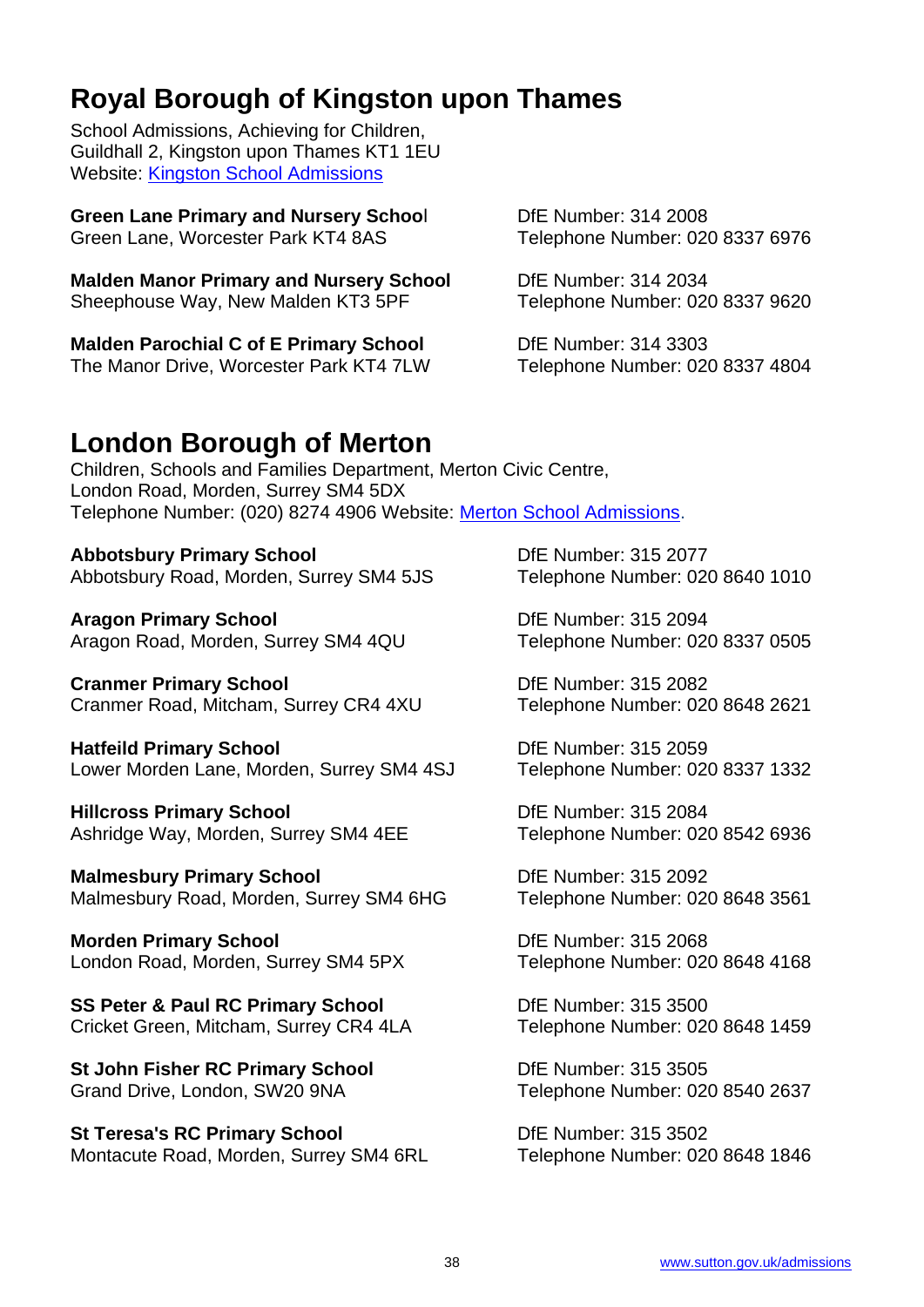## Royal Borough of Kingston upon Thames

School Admissions, Achieving for Children,
Guildhall 2, Kingston upon Thames KT1 1EU
Website: Kingston School Admissions

**Green Lane Primary and Nursery School**
Green Lane, Worcester Park KT4 8AS
DfE Number: 314 2008
Telephone Number: 020 8337 6976

**Malden Manor Primary and Nursery School**
Sheephouse Way, New Malden KT3 5PF
DfE Number: 314 2034
Telephone Number: 020 8337 9620

**Malden Parochial C of E Primary School**
The Manor Drive, Worcester Park KT4 7LW
DfE Number: 314 3303
Telephone Number: 020 8337 4804

## London Borough of Merton

Children, Schools and Families Department, Merton Civic Centre,
London Road, Morden, Surrey SM4 5DX
Telephone Number: (020) 8274 4906 Website: Merton School Admissions.

**Abbotsbury Primary School**
Abbotsbury Road, Morden, Surrey SM4 5JS
DfE Number: 315 2077
Telephone Number: 020 8640 1010

**Aragon Primary School**
Aragon Road, Morden, Surrey SM4 4QU
DfE Number: 315 2094
Telephone Number: 020 8337 0505

**Cranmer Primary School**
Cranmer Road, Mitcham, Surrey CR4 4XU
DfE Number: 315 2082
Telephone Number: 020 8648 2621

**Hatfeild Primary School**
Lower Morden Lane, Morden, Surrey SM4 4SJ
DfE Number: 315 2059
Telephone Number: 020 8337 1332

**Hillcross Primary School**
Ashridge Way, Morden, Surrey SM4 4EE
DfE Number: 315 2084
Telephone Number: 020 8542 6936

**Malmesbury Primary School**
Malmesbury Road, Morden, Surrey SM4 6HG
DfE Number: 315 2092
Telephone Number: 020 8648 3561

**Morden Primary School**
London Road, Morden, Surrey SM4 5PX
DfE Number: 315 2068
Telephone Number: 020 8648 4168

**SS Peter & Paul RC Primary School**
Cricket Green, Mitcham, Surrey CR4 4LA
DfE Number: 315 3500
Telephone Number: 020 8648 1459

**St John Fisher RC Primary School**
Grand Drive, London, SW20 9NA
DfE Number: 315 3505
Telephone Number: 020 8540 2637

**St Teresa's RC Primary School**
Montacute Road, Morden, Surrey SM4 6RL
DfE Number: 315 3502
Telephone Number: 020 8648 1846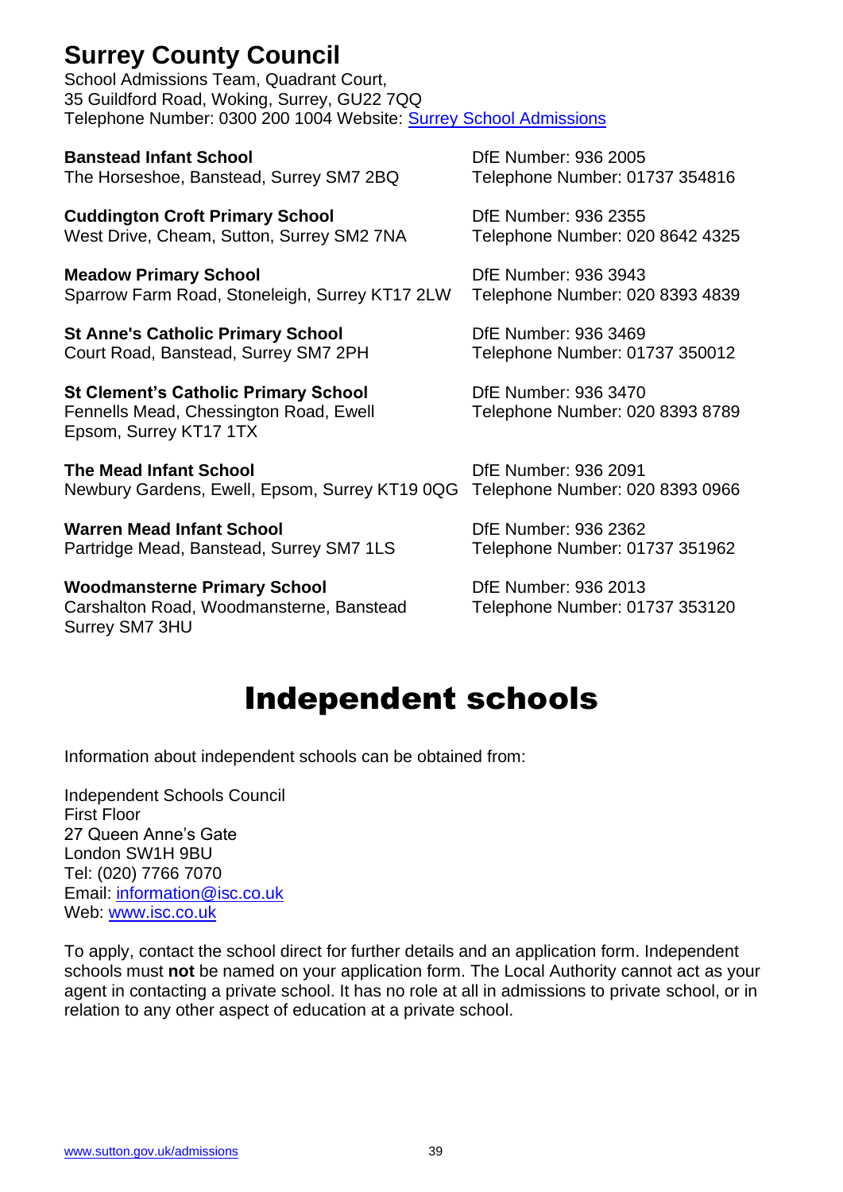## Surrey County Council

School Admissions Team, Quadrant Court,
35 Guildford Road, Woking, Surrey, GU22 7QQ
Telephone Number: 0300 200 1004 Website: Surrey School Admissions

**Banstead Infant School**
The Horseshoe, Banstead, Surrey SM7 2BQ
DfE Number: 936 2005
Telephone Number: 01737 354816

**Cuddington Croft Primary School**
West Drive, Cheam, Sutton, Surrey SM2 7NA
DfE Number: 936 2355
Telephone Number: 020 8642 4325

**Meadow Primary School**
Sparrow Farm Road, Stoneleigh, Surrey KT17 2LW
DfE Number: 936 3943
Telephone Number: 020 8393 4839

**St Anne's Catholic Primary School**
Court Road, Banstead, Surrey SM7 2PH
DfE Number: 936 3469
Telephone Number: 01737 350012

**St Clement's Catholic Primary School**
Fennells Mead, Chessington Road, Ewell
Epsom, Surrey KT17 1TX
DfE Number: 936 3470
Telephone Number: 020 8393 8789

**The Mead Infant School**
Newbury Gardens, Ewell, Epsom, Surrey KT19 0QG
DfE Number: 936 2091
Telephone Number: 020 8393 0966

**Warren Mead Infant School**
Partridge Mead, Banstead, Surrey SM7 1LS
DfE Number: 936 2362
Telephone Number: 01737 351962

**Woodmansterne Primary School**
Carshalton Road, Woodmansterne, Banstead
Surrey SM7 3HU
DfE Number: 936 2013
Telephone Number: 01737 353120

# Independent schools

Information about independent schools can be obtained from:

Independent Schools Council
First Floor
27 Queen Anne's Gate
London SW1H 9BU
Tel: (020) 7766 7070
Email: information@isc.co.uk
Web: www.isc.co.uk

To apply, contact the school direct for further details and an application form. Independent schools must **not** be named on your application form. The Local Authority cannot act as your agent in contacting a private school. It has no role at all in admissions to private school, or in relation to any other aspect of education at a private school.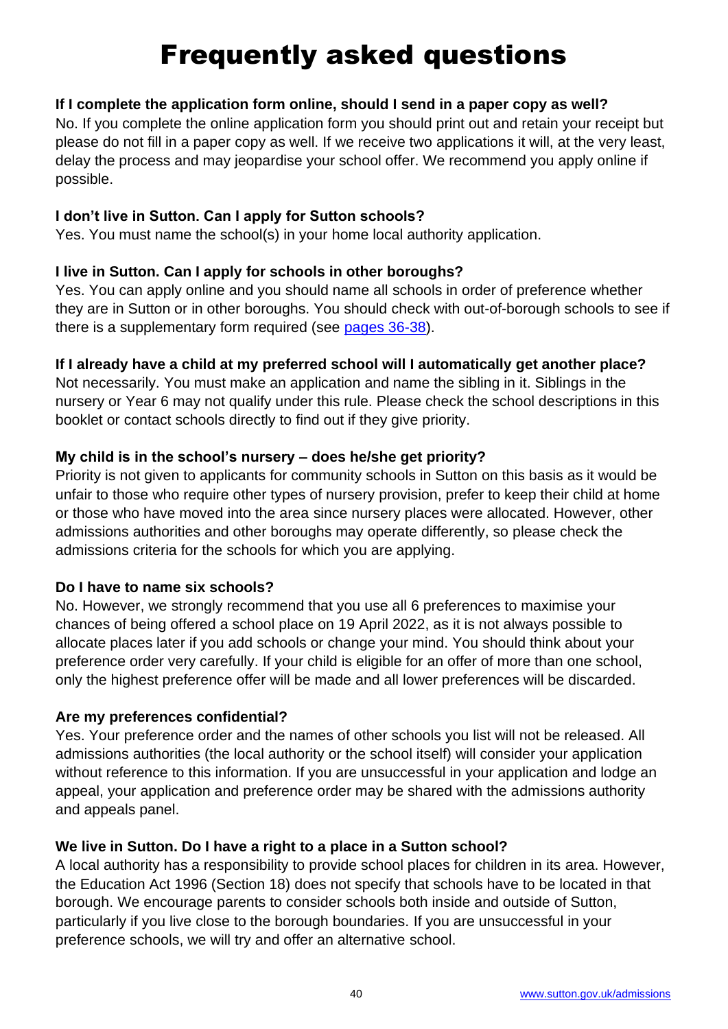# Frequently asked questions

**If I complete the application form online, should I send in a paper copy as well?**

No. If you complete the online application form you should print out and retain your receipt but please do not fill in a paper copy as well. If we receive two applications it will, at the very least, delay the process and may jeopardise your school offer. We recommend you apply online if possible.

**I don't live in Sutton. Can I apply for Sutton schools?**

Yes. You must name the school(s) in your home local authority application.

**I live in Sutton. Can I apply for schools in other boroughs?**

Yes. You can apply online and you should name all schools in order of preference whether they are in Sutton or in other boroughs. You should check with out-of-borough schools to see if there is a supplementary form required (see pages 36-38).

**If I already have a child at my preferred school will I automatically get another place?**

Not necessarily. You must make an application and name the sibling in it. Siblings in the nursery or Year 6 may not qualify under this rule. Please check the school descriptions in this booklet or contact schools directly to find out if they give priority.

**My child is in the school's nursery – does he/she get priority?**

Priority is not given to applicants for community schools in Sutton on this basis as it would be unfair to those who require other types of nursery provision, prefer to keep their child at home or those who have moved into the area since nursery places were allocated. However, other admissions authorities and other boroughs may operate differently, so please check the admissions criteria for the schools for which you are applying.

**Do I have to name six schools?**

No. However, we strongly recommend that you use all 6 preferences to maximise your chances of being offered a school place on 19 April 2022, as it is not always possible to allocate places later if you add schools or change your mind. You should think about your preference order very carefully. If your child is eligible for an offer of more than one school, only the highest preference offer will be made and all lower preferences will be discarded.

**Are my preferences confidential?**

Yes. Your preference order and the names of other schools you list will not be released. All admissions authorities (the local authority or the school itself) will consider your application without reference to this information. If you are unsuccessful in your application and lodge an appeal, your application and preference order may be shared with the admissions authority and appeals panel.

**We live in Sutton. Do I have a right to a place in a Sutton school?**

A local authority has a responsibility to provide school places for children in its area. However, the Education Act 1996 (Section 18) does not specify that schools have to be located in that borough. We encourage parents to consider schools both inside and outside of Sutton, particularly if you live close to the borough boundaries. If you are unsuccessful in your preference schools, we will try and offer an alternative school.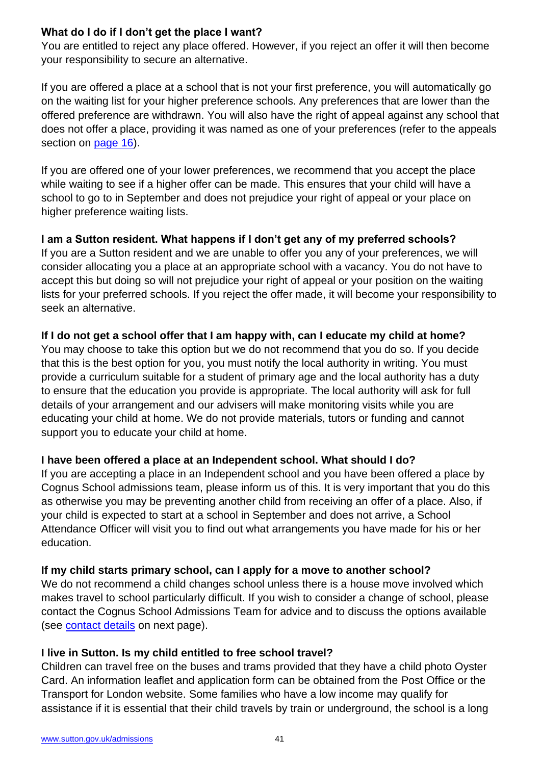**What do I do if I don't get the place I want?**

You are entitled to reject any place offered. However, if you reject an offer it will then become your responsibility to secure an alternative.

If you are offered a place at a school that is not your first preference, you will automatically go on the waiting list for your higher preference schools. Any preferences that are lower than the offered preference are withdrawn. You will also have the right of appeal against any school that does not offer a place, providing it was named as one of your preferences (refer to the appeals section on [page 16](#)).

If you are offered one of your lower preferences, we recommend that you accept the place while waiting to see if a higher offer can be made. This ensures that your child will have a school to go to in September and does not prejudice your right of appeal or your place on higher preference waiting lists.

**I am a Sutton resident. What happens if I don't get any of my preferred schools?**

If you are a Sutton resident and we are unable to offer you any of your preferences, we will consider allocating you a place at an appropriate school with a vacancy. You do not have to accept this but doing so will not prejudice your right of appeal or your position on the waiting lists for your preferred schools. If you reject the offer made, it will become your responsibility to seek an alternative.

**If I do not get a school offer that I am happy with, can I educate my child at home?**

You may choose to take this option but we do not recommend that you do so. If you decide that this is the best option for you, you must notify the local authority in writing. You must provide a curriculum suitable for a student of primary age and the local authority has a duty to ensure that the education you provide is appropriate. The local authority will ask for full details of your arrangement and our advisers will make monitoring visits while you are educating your child at home. We do not provide materials, tutors or funding and cannot support you to educate your child at home.

**I have been offered a place at an Independent school. What should I do?**

If you are accepting a place in an Independent school and you have been offered a place by Cognus School admissions team, please inform us of this. It is very important that you do this as otherwise you may be preventing another child from receiving an offer of a place. Also, if your child is expected to start at a school in September and does not arrive, a School Attendance Officer will visit you to find out what arrangements you have made for his or her education.

**If my child starts primary school, can I apply for a move to another school?**

We do not recommend a child changes school unless there is a house move involved which makes travel to school particularly difficult. If you wish to consider a change of school, please contact the Cognus School Admissions Team for advice and to discuss the options available (see [contact details](#) on next page).

**I live in Sutton. Is my child entitled to free school travel?**

Children can travel free on the buses and trams provided that they have a child photo Oyster Card. An information leaflet and application form can be obtained from the Post Office or the Transport for London website. Some families who have a low income may qualify for assistance if it is essential that their child travels by train or underground, the school is a long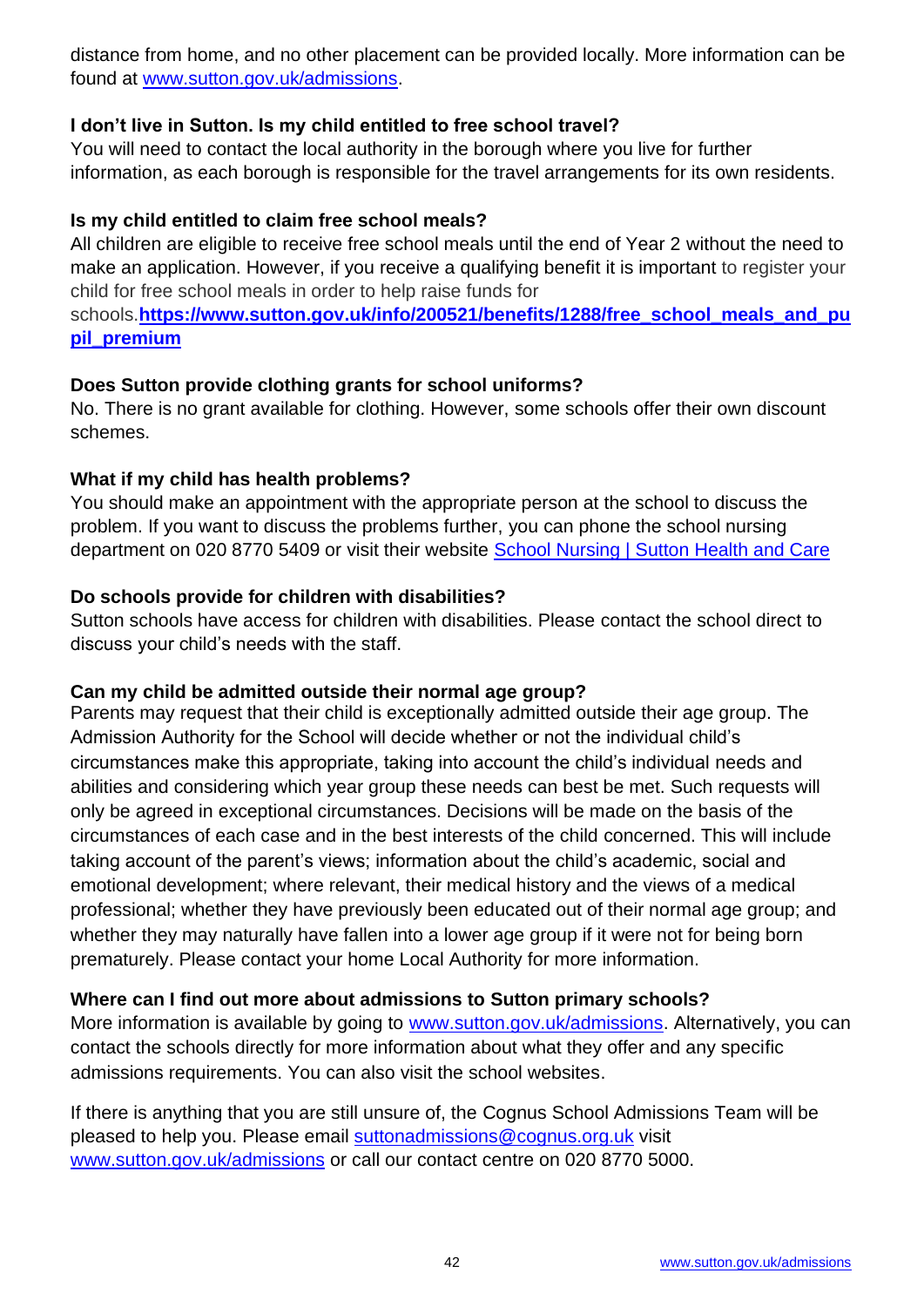distance from home, and no other placement can be provided locally. More information can be found at [www.sutton.gov.uk/admissions](http://www.sutton.gov.uk/admissions).

**I don't live in Sutton. Is my child entitled to free school travel?**
You will need to contact the local authority in the borough where you live for further information, as each borough is responsible for the travel arrangements for its own residents.

**Is my child entitled to claim free school meals?**
All children are eligible to receive free school meals until the end of Year 2 without the need to make an application. However, if you receive a qualifying benefit it is important to register your child for free school meals in order to help raise funds for schools.**[https://www.sutton.gov.uk/info/200521/benefits/1288/free_school_meals_and_pupil_premium](https://www.sutton.gov.uk/info/200521/benefits/1288/free_school_meals_and_pupil_premium)**

**Does Sutton provide clothing grants for school uniforms?**
No. There is no grant available for clothing. However, some schools offer their own discount schemes.

**What if my child has health problems?**
You should make an appointment with the appropriate person at the school to discuss the problem. If you want to discuss the problems further, you can phone the school nursing department on 020 8770 5409 or visit their website School Nursing | Sutton Health and Care

**Do schools provide for children with disabilities?**
Sutton schools have access for children with disabilities. Please contact the school direct to discuss your child's needs with the staff.

**Can my child be admitted outside their normal age group?**
Parents may request that their child is exceptionally admitted outside their age group. The Admission Authority for the School will decide whether or not the individual child's circumstances make this appropriate, taking into account the child's individual needs and abilities and considering which year group these needs can best be met. Such requests will only be agreed in exceptional circumstances. Decisions will be made on the basis of the circumstances of each case and in the best interests of the child concerned. This will include taking account of the parent's views; information about the child's academic, social and emotional development; where relevant, their medical history and the views of a medical professional; whether they have previously been educated out of their normal age group; and whether they may naturally have fallen into a lower age group if it were not for being born prematurely. Please contact your home Local Authority for more information.

**Where can I find out more about admissions to Sutton primary schools?**
More information is available by going to [www.sutton.gov.uk/admissions](http://www.sutton.gov.uk/admissions). Alternatively, you can contact the schools directly for more information about what they offer and any specific admissions requirements. You can also visit the school websites.

If there is anything that you are still unsure of, the Cognus School Admissions Team will be pleased to help you. Please email [suttonadmissions@cognus.org.uk](mailto:suttonadmissions@cognus.org.uk) visit [www.sutton.gov.uk/admissions](http://www.sutton.gov.uk/admissions) or call our contact centre on 020 8770 5000.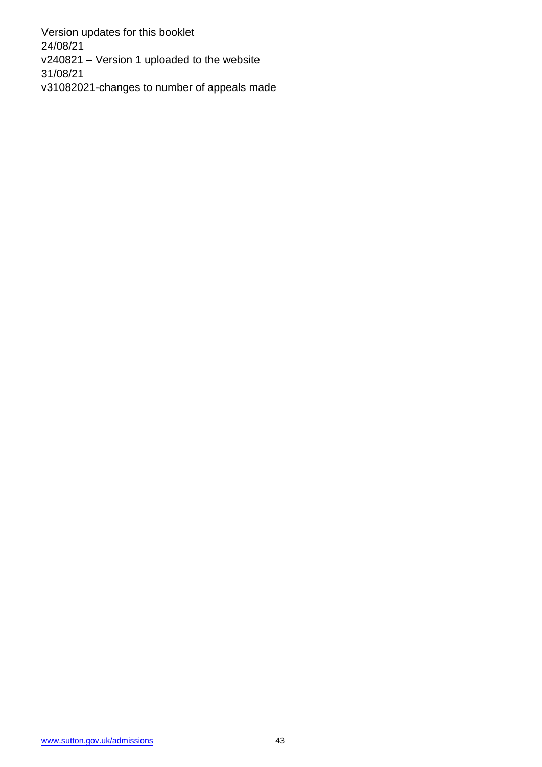Version updates for this booklet

24/08/21

v240821 – Version 1 uploaded to the website

31/08/21

v31082021-changes to number of appeals made